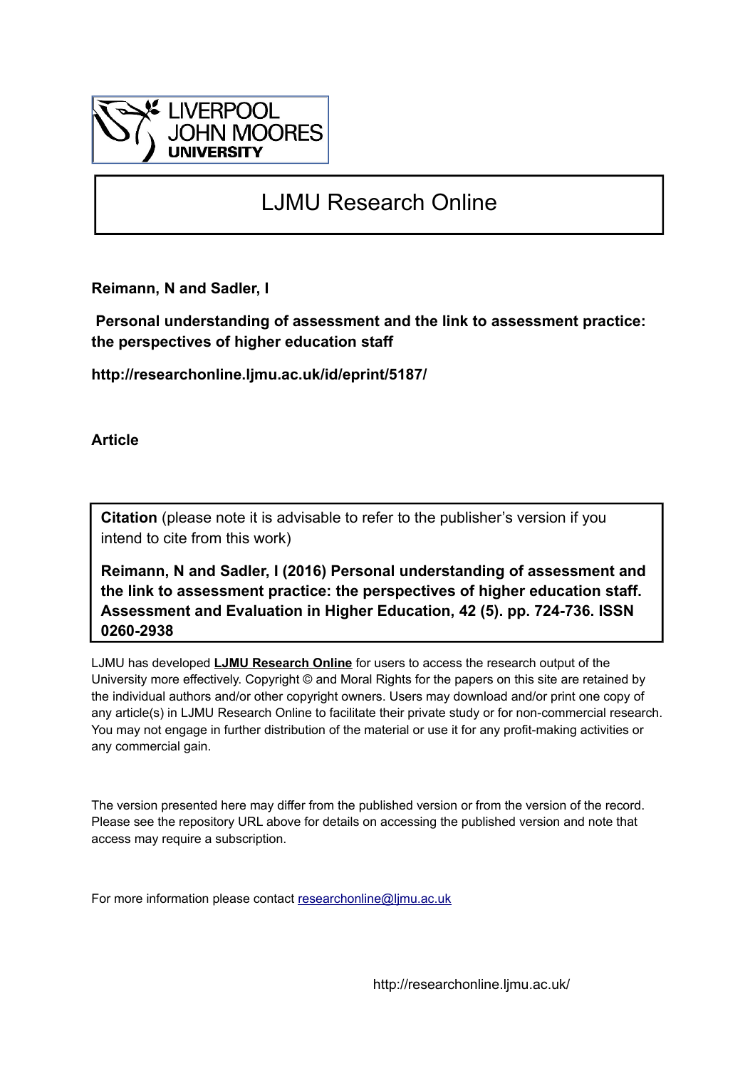LIVERPOOL JOHN MOORES UNIVERSITY

# LJMU Research Online

**Reimann, N and Sadler, I**

**Personal understanding of assessment and the link to assessment practice: the perspectives of higher education staff**

**http://researchonline.ljmu.ac.uk/id/eprint/5187/**

**Article**

**Citation** (please note it is advisable to refer to the publisher's version if you intend to cite from this work)

**Reimann, N and Sadler, I (2016) Personal understanding of assessment and the link to assessment practice: the perspectives of higher education staff. Assessment and Evaluation in Higher Education, 42 (5). pp. 724-736. ISSN 0260-2938**

LJMU has developed **LJMU Research Online** for users to access the research output of the University more effectively. Copyright © and Moral Rights for the papers on this site are retained by the individual authors and/or other copyright owners. Users may download and/or print one copy of any article(s) in LJMU Research Online to facilitate their private study or for non-commercial research. You may not engage in further distribution of the material or use it for any profit-making activities or any commercial gain.

The version presented here may differ from the published version or from the version of the record. Please see the repository URL above for details on accessing the published version and note that access may require a subscription.

For more information please contact researchonline@ljmu.ac.uk

http://researchonline.ljmu.ac.uk/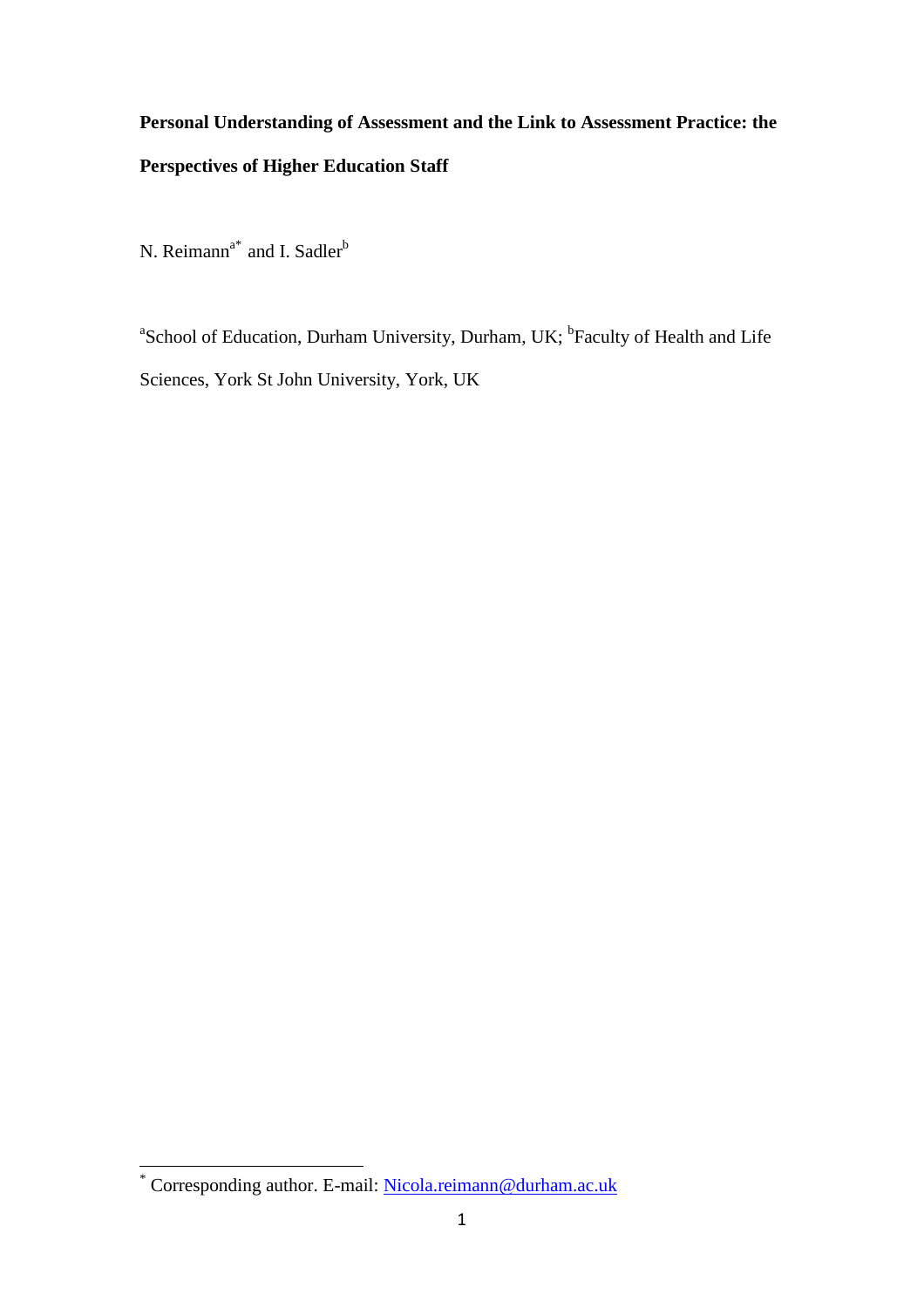**Personal Understanding of Assessment and the Link to Assessment Practice: the Perspectives of Higher Education Staff**

N. Reimann[a*] and I. Sadler[b]

[a]School of Education, Durham University, Durham, UK; [b]Faculty of Health and Life Sciences, York St John University, York, UK

[*] Corresponding author. E-mail: Nicola.reimann@durham.ac.uk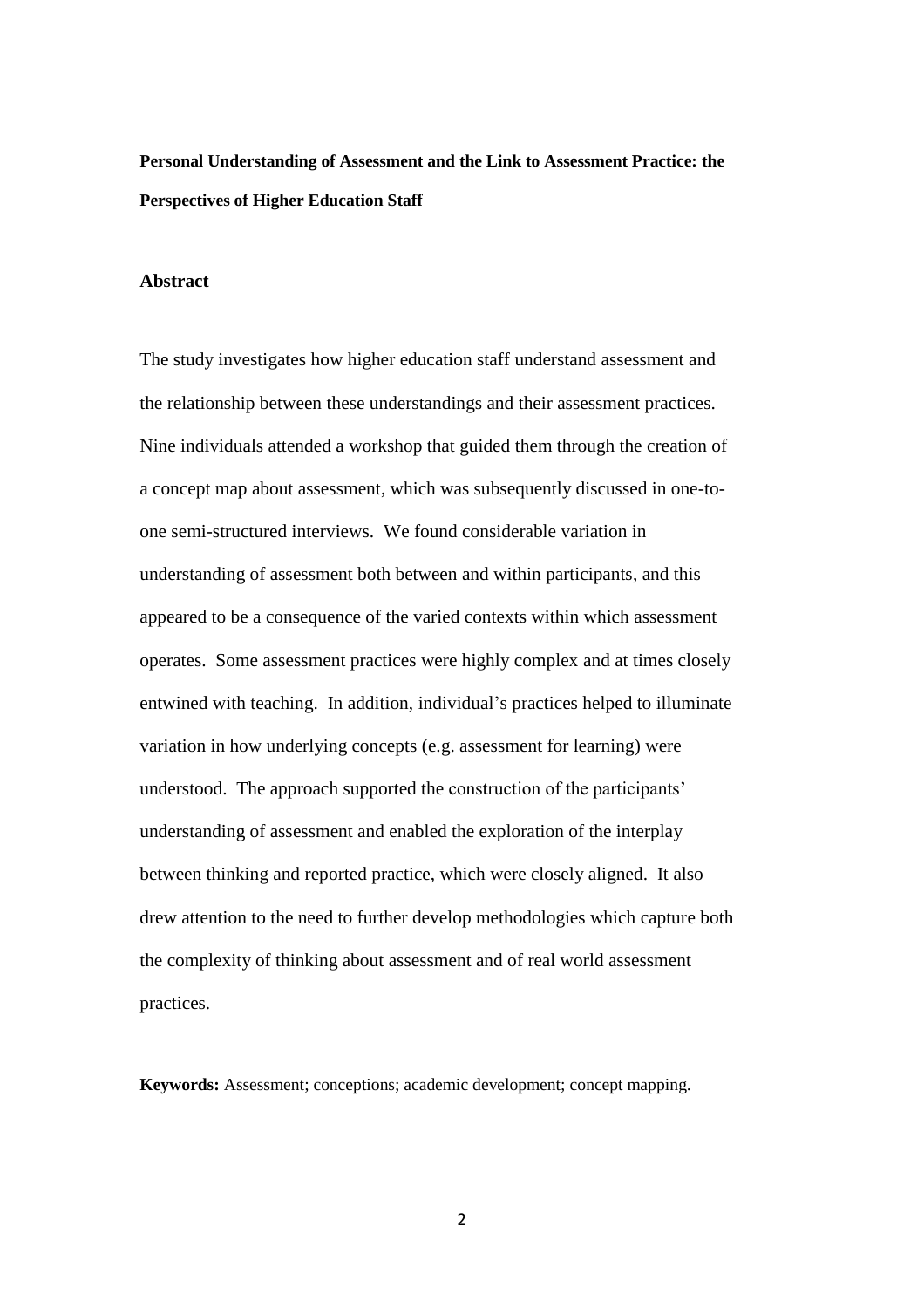**Personal Understanding of Assessment and the Link to Assessment Practice: the Perspectives of Higher Education Staff**

## Abstract

The study investigates how higher education staff understand assessment and the relationship between these understandings and their assessment practices. Nine individuals attended a workshop that guided them through the creation of a concept map about assessment, which was subsequently discussed in one-to-one semi-structured interviews. We found considerable variation in understanding of assessment both between and within participants, and this appeared to be a consequence of the varied contexts within which assessment operates. Some assessment practices were highly complex and at times closely entwined with teaching. In addition, individual's practices helped to illuminate variation in how underlying concepts (e.g. assessment for learning) were understood. The approach supported the construction of the participants' understanding of assessment and enabled the exploration of the interplay between thinking and reported practice, which were closely aligned. It also drew attention to the need to further develop methodologies which capture both the complexity of thinking about assessment and of real world assessment practices.

**Keywords:** Assessment; conceptions; academic development; concept mapping.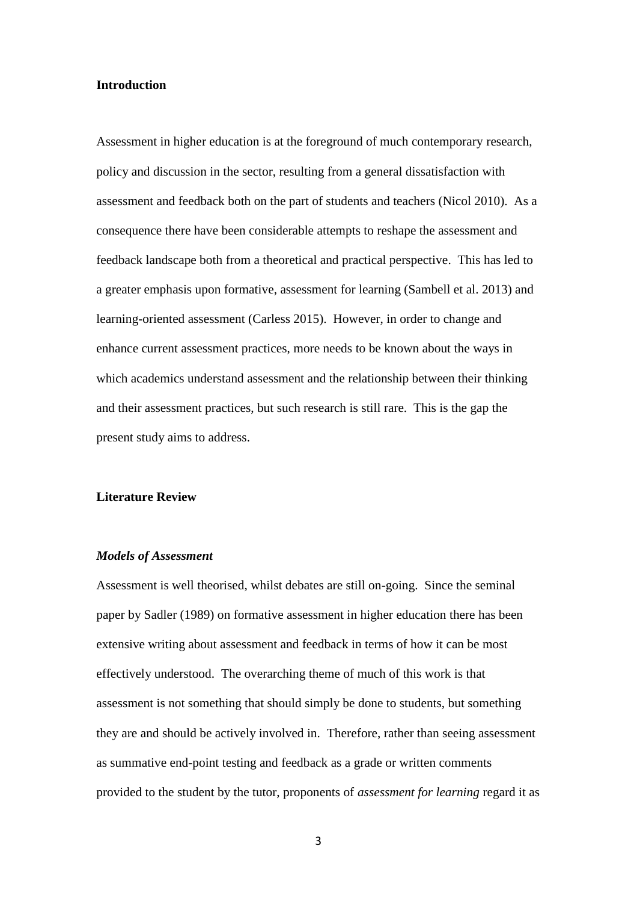## Introduction

Assessment in higher education is at the foreground of much contemporary research, policy and discussion in the sector, resulting from a general dissatisfaction with assessment and feedback both on the part of students and teachers (Nicol 2010). As a consequence there have been considerable attempts to reshape the assessment and feedback landscape both from a theoretical and practical perspective. This has led to a greater emphasis upon formative, assessment for learning (Sambell et al. 2013) and learning-oriented assessment (Carless 2015). However, in order to change and enhance current assessment practices, more needs to be known about the ways in which academics understand assessment and the relationship between their thinking and their assessment practices, but such research is still rare. This is the gap the present study aims to address.

## Literature Review

### *Models of Assessment*

Assessment is well theorised, whilst debates are still on-going. Since the seminal paper by Sadler (1989) on formative assessment in higher education there has been extensive writing about assessment and feedback in terms of how it can be most effectively understood. The overarching theme of much of this work is that assessment is not something that should simply be done to students, but something they are and should be actively involved in. Therefore, rather than seeing assessment as summative end-point testing and feedback as a grade or written comments provided to the student by the tutor, proponents of *assessment for learning* regard it as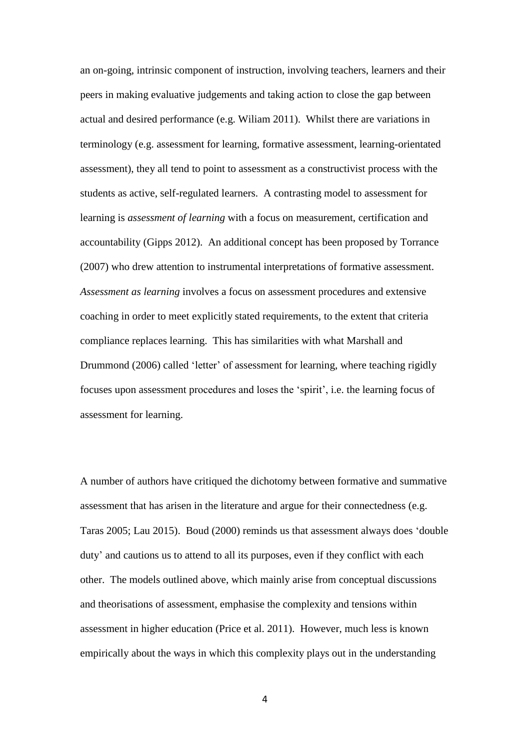an on-going, intrinsic component of instruction, involving teachers, learners and their peers in making evaluative judgements and taking action to close the gap between actual and desired performance (e.g. Wiliam 2011). Whilst there are variations in terminology (e.g. assessment for learning, formative assessment, learning-orientated assessment), they all tend to point to assessment as a constructivist process with the students as active, self-regulated learners. A contrasting model to assessment for learning is *assessment of learning* with a focus on measurement, certification and accountability (Gipps 2012). An additional concept has been proposed by Torrance (2007) who drew attention to instrumental interpretations of formative assessment. *Assessment as learning* involves a focus on assessment procedures and extensive coaching in order to meet explicitly stated requirements, to the extent that criteria compliance replaces learning. This has similarities with what Marshall and Drummond (2006) called 'letter' of assessment for learning, where teaching rigidly focuses upon assessment procedures and loses the 'spirit', i.e. the learning focus of assessment for learning.

A number of authors have critiqued the dichotomy between formative and summative assessment that has arisen in the literature and argue for their connectedness (e.g. Taras 2005; Lau 2015). Boud (2000) reminds us that assessment always does 'double duty' and cautions us to attend to all its purposes, even if they conflict with each other. The models outlined above, which mainly arise from conceptual discussions and theorisations of assessment, emphasise the complexity and tensions within assessment in higher education (Price et al. 2011). However, much less is known empirically about the ways in which this complexity plays out in the understanding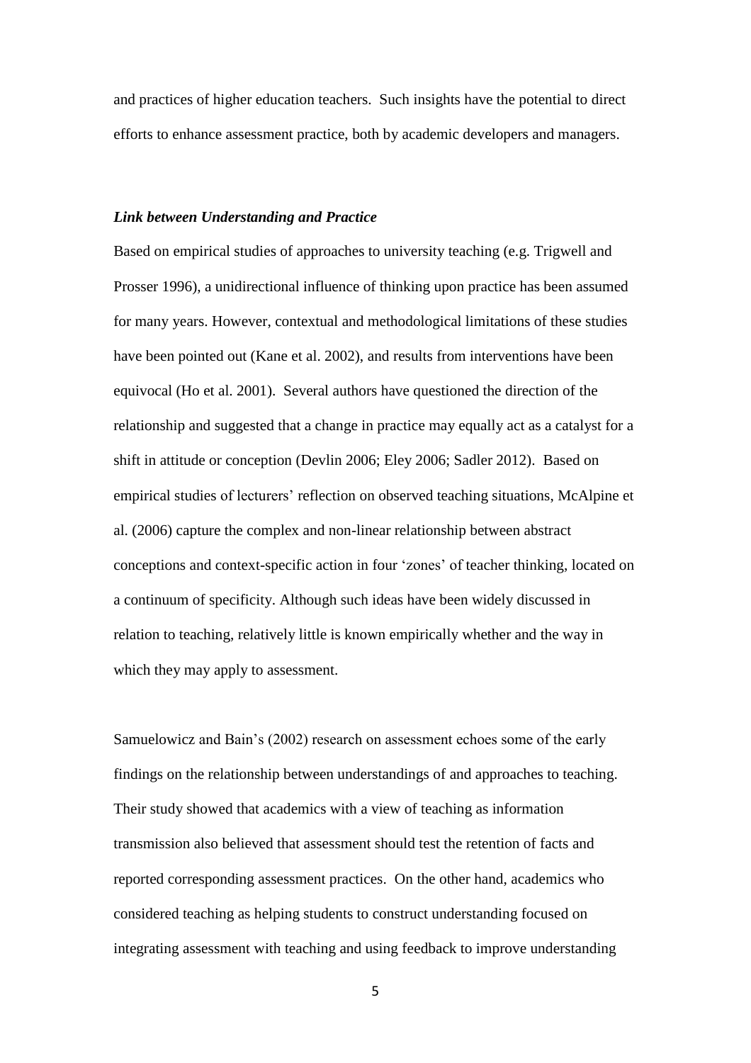and practices of higher education teachers. Such insights have the potential to direct efforts to enhance assessment practice, both by academic developers and managers.

### *Link between Understanding and Practice*

Based on empirical studies of approaches to university teaching (e.g. Trigwell and Prosser 1996), a unidirectional influence of thinking upon practice has been assumed for many years. However, contextual and methodological limitations of these studies have been pointed out (Kane et al. 2002), and results from interventions have been equivocal (Ho et al. 2001). Several authors have questioned the direction of the relationship and suggested that a change in practice may equally act as a catalyst for a shift in attitude or conception (Devlin 2006; Eley 2006; Sadler 2012). Based on empirical studies of lecturers' reflection on observed teaching situations, McAlpine et al. (2006) capture the complex and non-linear relationship between abstract conceptions and context-specific action in four 'zones' of teacher thinking, located on a continuum of specificity. Although such ideas have been widely discussed in relation to teaching, relatively little is known empirically whether and the way in which they may apply to assessment.

Samuelowicz and Bain's (2002) research on assessment echoes some of the early findings on the relationship between understandings of and approaches to teaching. Their study showed that academics with a view of teaching as information transmission also believed that assessment should test the retention of facts and reported corresponding assessment practices. On the other hand, academics who considered teaching as helping students to construct understanding focused on integrating assessment with teaching and using feedback to improve understanding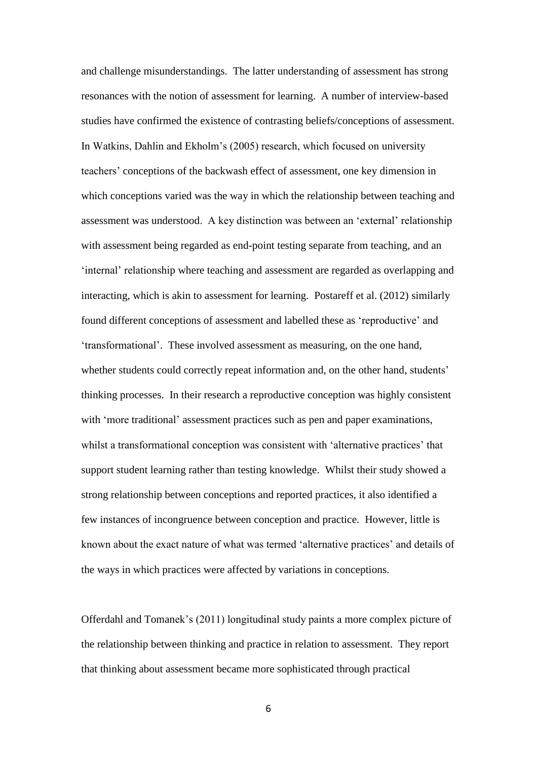and challenge misunderstandings. The latter understanding of assessment has strong resonances with the notion of assessment for learning. A number of interview-based studies have confirmed the existence of contrasting beliefs/conceptions of assessment. In Watkins, Dahlin and Ekholm's (2005) research, which focused on university teachers' conceptions of the backwash effect of assessment, one key dimension in which conceptions varied was the way in which the relationship between teaching and assessment was understood. A key distinction was between an 'external' relationship with assessment being regarded as end-point testing separate from teaching, and an 'internal' relationship where teaching and assessment are regarded as overlapping and interacting, which is akin to assessment for learning. Postareff et al. (2012) similarly found different conceptions of assessment and labelled these as 'reproductive' and 'transformational'. These involved assessment as measuring, on the one hand, whether students could correctly repeat information and, on the other hand, students' thinking processes. In their research a reproductive conception was highly consistent with 'more traditional' assessment practices such as pen and paper examinations, whilst a transformational conception was consistent with 'alternative practices' that support student learning rather than testing knowledge. Whilst their study showed a strong relationship between conceptions and reported practices, it also identified a few instances of incongruence between conception and practice. However, little is known about the exact nature of what was termed 'alternative practices' and details of the ways in which practices were affected by variations in conceptions.

Offerdahl and Tomanek's (2011) longitudinal study paints a more complex picture of the relationship between thinking and practice in relation to assessment. They report that thinking about assessment became more sophisticated through practical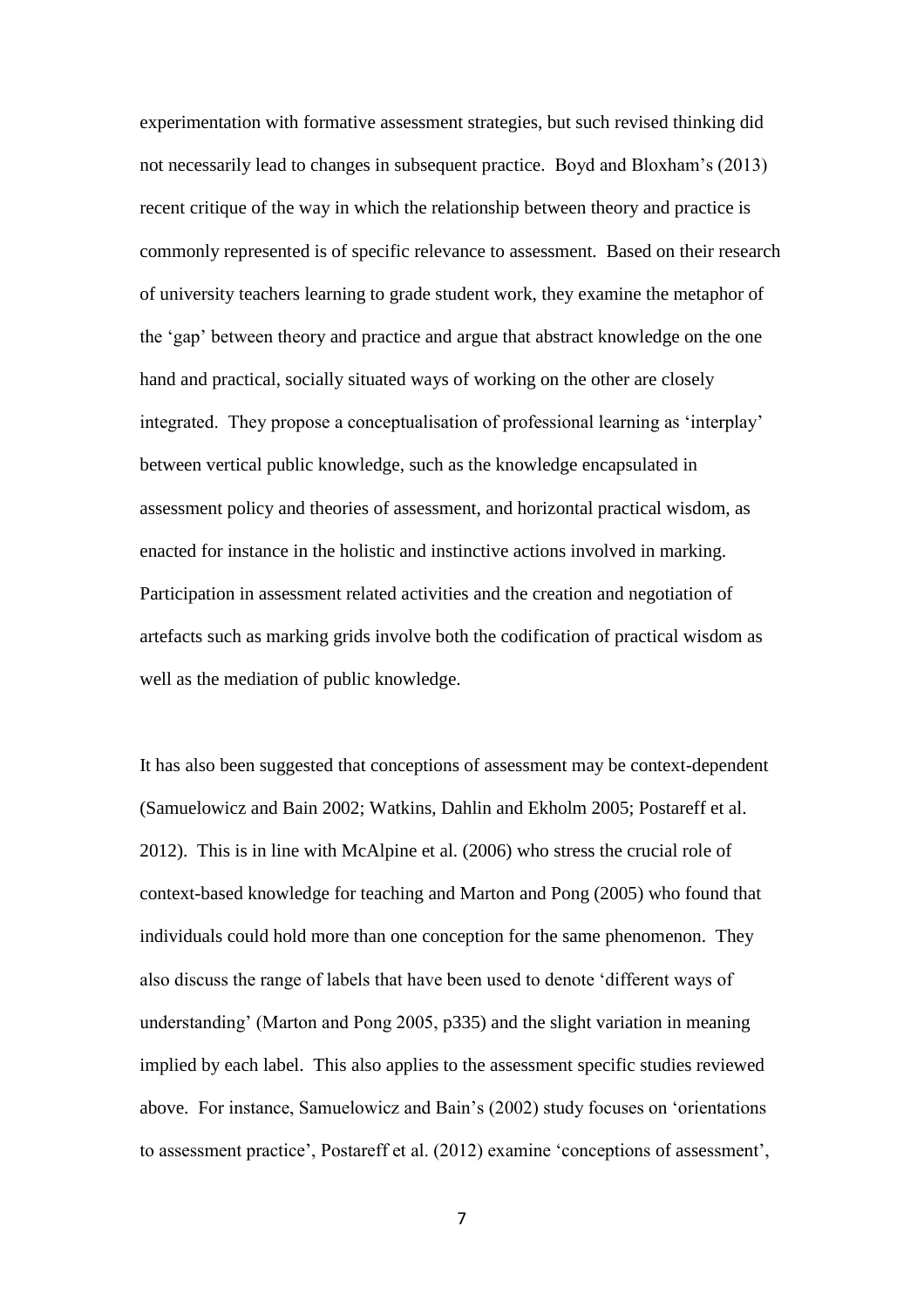experimentation with formative assessment strategies, but such revised thinking did not necessarily lead to changes in subsequent practice. Boyd and Bloxham's (2013) recent critique of the way in which the relationship between theory and practice is commonly represented is of specific relevance to assessment. Based on their research of university teachers learning to grade student work, they examine the metaphor of the 'gap' between theory and practice and argue that abstract knowledge on the one hand and practical, socially situated ways of working on the other are closely integrated. They propose a conceptualisation of professional learning as 'interplay' between vertical public knowledge, such as the knowledge encapsulated in assessment policy and theories of assessment, and horizontal practical wisdom, as enacted for instance in the holistic and instinctive actions involved in marking. Participation in assessment related activities and the creation and negotiation of artefacts such as marking grids involve both the codification of practical wisdom as well as the mediation of public knowledge.

It has also been suggested that conceptions of assessment may be context-dependent (Samuelowicz and Bain 2002; Watkins, Dahlin and Ekholm 2005; Postareff et al. 2012). This is in line with McAlpine et al. (2006) who stress the crucial role of context-based knowledge for teaching and Marton and Pong (2005) who found that individuals could hold more than one conception for the same phenomenon. They also discuss the range of labels that have been used to denote 'different ways of understanding' (Marton and Pong 2005, p335) and the slight variation in meaning implied by each label. This also applies to the assessment specific studies reviewed above. For instance, Samuelowicz and Bain's (2002) study focuses on 'orientations to assessment practice', Postareff et al. (2012) examine 'conceptions of assessment',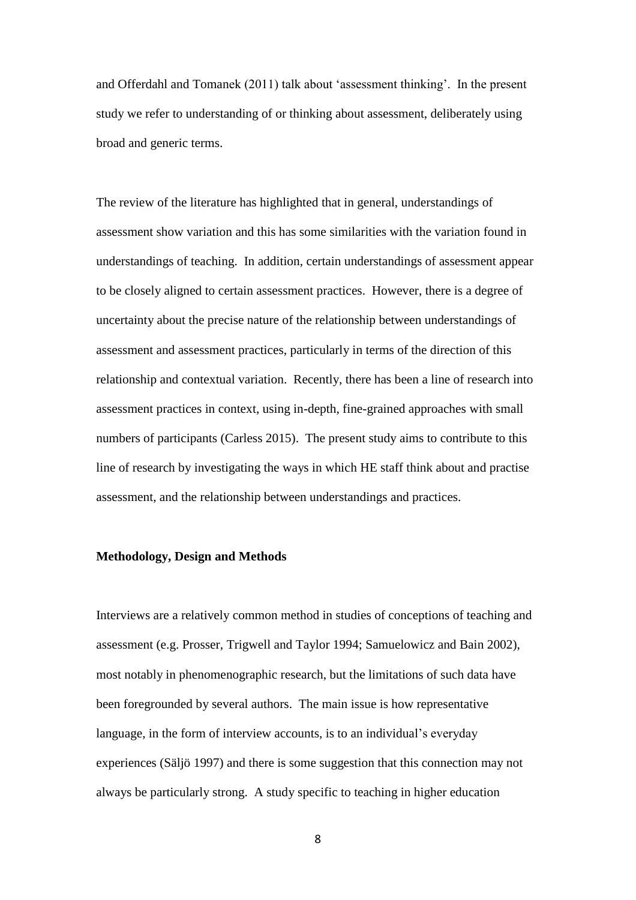and Offerdahl and Tomanek (2011) talk about 'assessment thinking'. In the present study we refer to understanding of or thinking about assessment, deliberately using broad and generic terms.

The review of the literature has highlighted that in general, understandings of assessment show variation and this has some similarities with the variation found in understandings of teaching. In addition, certain understandings of assessment appear to be closely aligned to certain assessment practices. However, there is a degree of uncertainty about the precise nature of the relationship between understandings of assessment and assessment practices, particularly in terms of the direction of this relationship and contextual variation. Recently, there has been a line of research into assessment practices in context, using in-depth, fine-grained approaches with small numbers of participants (Carless 2015). The present study aims to contribute to this line of research by investigating the ways in which HE staff think about and practise assessment, and the relationship between understandings and practices.

**Methodology, Design and Methods**

Interviews are a relatively common method in studies of conceptions of teaching and assessment (e.g. Prosser, Trigwell and Taylor 1994; Samuelowicz and Bain 2002), most notably in phenomenographic research, but the limitations of such data have been foregrounded by several authors. The main issue is how representative language, in the form of interview accounts, is to an individual's everyday experiences (Säljö 1997) and there is some suggestion that this connection may not always be particularly strong. A study specific to teaching in higher education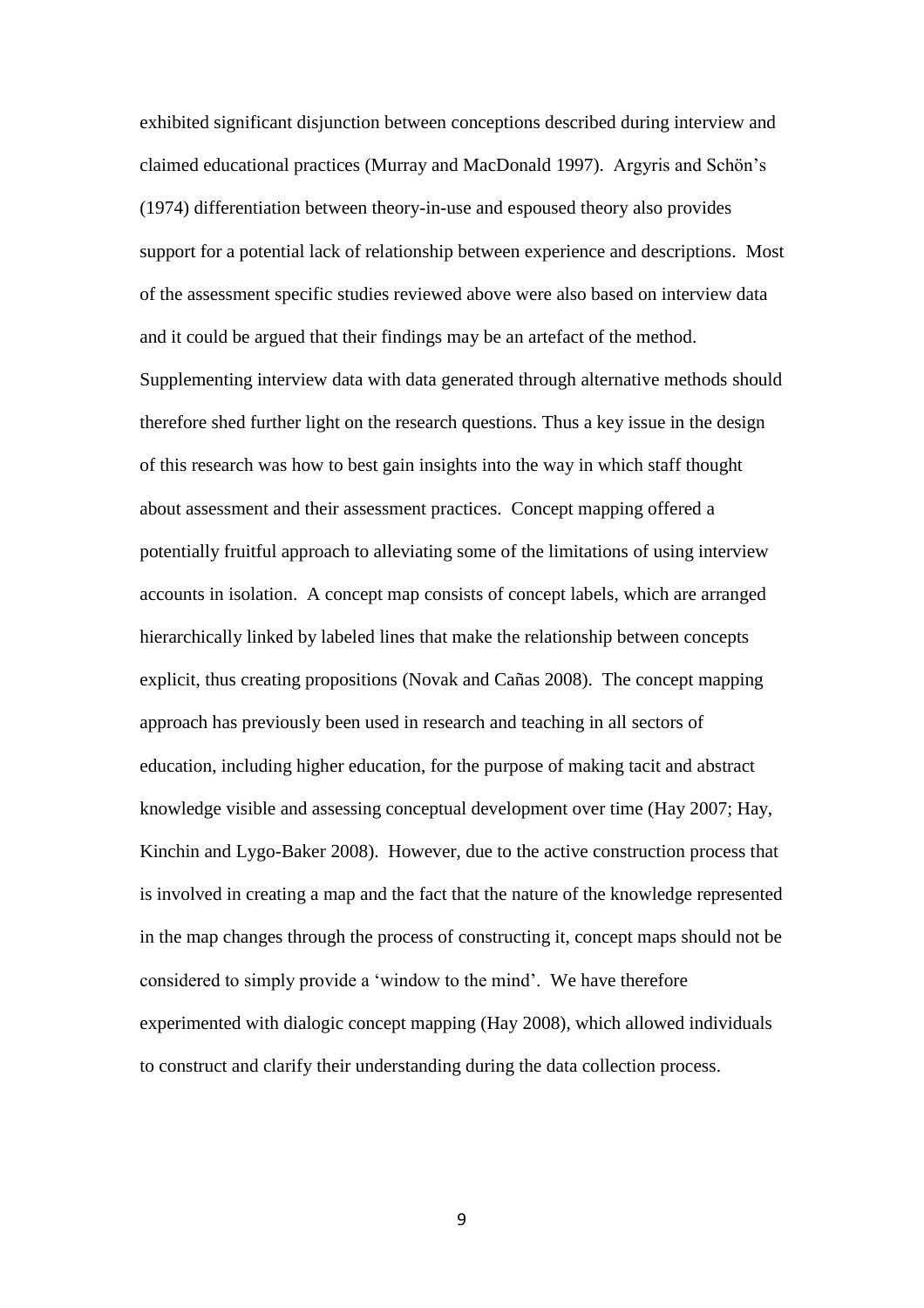exhibited significant disjunction between conceptions described during interview and claimed educational practices (Murray and MacDonald 1997). Argyris and Schön's (1974) differentiation between theory-in-use and espoused theory also provides support for a potential lack of relationship between experience and descriptions. Most of the assessment specific studies reviewed above were also based on interview data and it could be argued that their findings may be an artefact of the method. Supplementing interview data with data generated through alternative methods should therefore shed further light on the research questions. Thus a key issue in the design of this research was how to best gain insights into the way in which staff thought about assessment and their assessment practices. Concept mapping offered a potentially fruitful approach to alleviating some of the limitations of using interview accounts in isolation. A concept map consists of concept labels, which are arranged hierarchically linked by labeled lines that make the relationship between concepts explicit, thus creating propositions (Novak and Cañas 2008). The concept mapping approach has previously been used in research and teaching in all sectors of education, including higher education, for the purpose of making tacit and abstract knowledge visible and assessing conceptual development over time (Hay 2007; Hay, Kinchin and Lygo-Baker 2008). However, due to the active construction process that is involved in creating a map and the fact that the nature of the knowledge represented in the map changes through the process of constructing it, concept maps should not be considered to simply provide a 'window to the mind'. We have therefore experimented with dialogic concept mapping (Hay 2008), which allowed individuals to construct and clarify their understanding during the data collection process.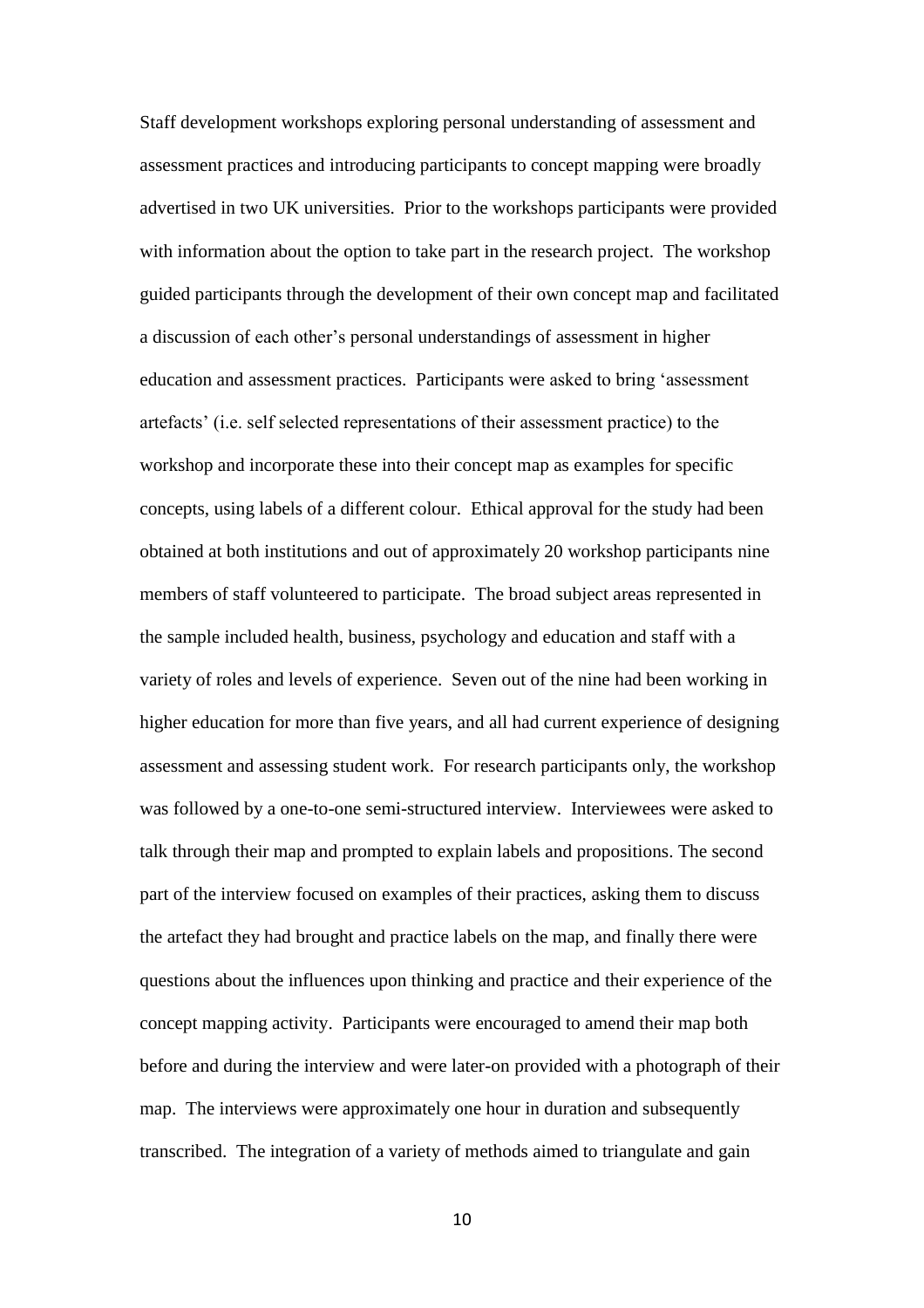Staff development workshops exploring personal understanding of assessment and assessment practices and introducing participants to concept mapping were broadly advertised in two UK universities. Prior to the workshops participants were provided with information about the option to take part in the research project. The workshop guided participants through the development of their own concept map and facilitated a discussion of each other's personal understandings of assessment in higher education and assessment practices. Participants were asked to bring 'assessment artefacts' (i.e. self selected representations of their assessment practice) to the workshop and incorporate these into their concept map as examples for specific concepts, using labels of a different colour. Ethical approval for the study had been obtained at both institutions and out of approximately 20 workshop participants nine members of staff volunteered to participate. The broad subject areas represented in the sample included health, business, psychology and education and staff with a variety of roles and levels of experience. Seven out of the nine had been working in higher education for more than five years, and all had current experience of designing assessment and assessing student work. For research participants only, the workshop was followed by a one-to-one semi-structured interview. Interviewees were asked to talk through their map and prompted to explain labels and propositions. The second part of the interview focused on examples of their practices, asking them to discuss the artefact they had brought and practice labels on the map, and finally there were questions about the influences upon thinking and practice and their experience of the concept mapping activity. Participants were encouraged to amend their map both before and during the interview and were later-on provided with a photograph of their map. The interviews were approximately one hour in duration and subsequently transcribed. The integration of a variety of methods aimed to triangulate and gain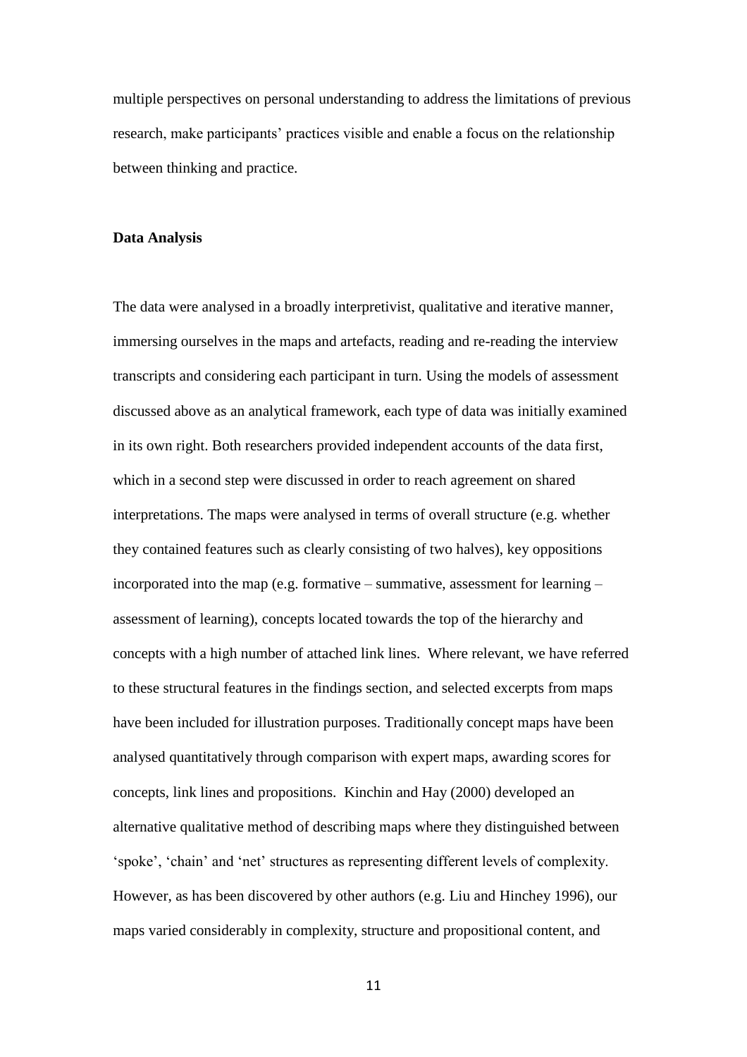multiple perspectives on personal understanding to address the limitations of previous research, make participants' practices visible and enable a focus on the relationship between thinking and practice.

**Data Analysis**

The data were analysed in a broadly interpretivist, qualitative and iterative manner, immersing ourselves in the maps and artefacts, reading and re-reading the interview transcripts and considering each participant in turn. Using the models of assessment discussed above as an analytical framework, each type of data was initially examined in its own right. Both researchers provided independent accounts of the data first, which in a second step were discussed in order to reach agreement on shared interpretations. The maps were analysed in terms of overall structure (e.g. whether they contained features such as clearly consisting of two halves), key oppositions incorporated into the map (e.g. formative – summative, assessment for learning – assessment of learning), concepts located towards the top of the hierarchy and concepts with a high number of attached link lines. Where relevant, we have referred to these structural features in the findings section, and selected excerpts from maps have been included for illustration purposes. Traditionally concept maps have been analysed quantitatively through comparison with expert maps, awarding scores for concepts, link lines and propositions. Kinchin and Hay (2000) developed an alternative qualitative method of describing maps where they distinguished between 'spoke', 'chain' and 'net' structures as representing different levels of complexity. However, as has been discovered by other authors (e.g. Liu and Hinchey 1996), our maps varied considerably in complexity, structure and propositional content, and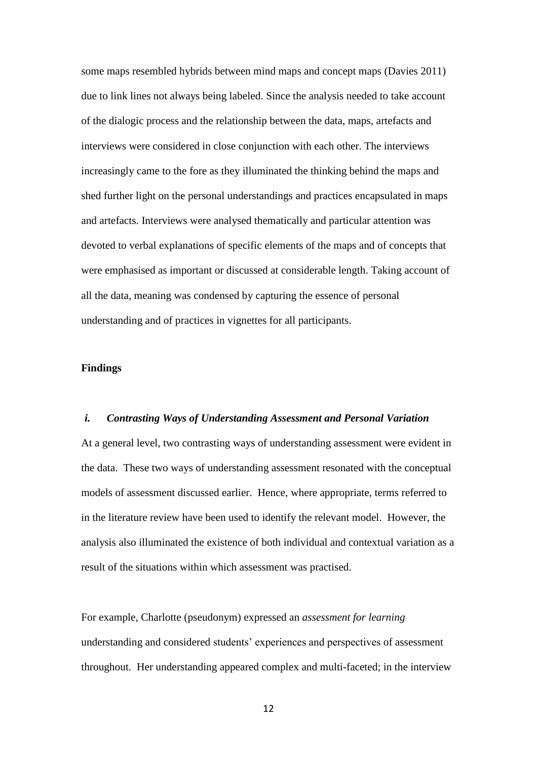some maps resembled hybrids between mind maps and concept maps (Davies 2011) due to link lines not always being labeled. Since the analysis needed to take account of the dialogic process and the relationship between the data, maps, artefacts and interviews were considered in close conjunction with each other. The interviews increasingly came to the fore as they illuminated the thinking behind the maps and shed further light on the personal understandings and practices encapsulated in maps and artefacts. Interviews were analysed thematically and particular attention was devoted to verbal explanations of specific elements of the maps and of concepts that were emphasised as important or discussed at considerable length. Taking account of all the data, meaning was condensed by capturing the essence of personal understanding and of practices in vignettes for all participants.

## Findings

### *i. Contrasting Ways of Understanding Assessment and Personal Variation*

At a general level, two contrasting ways of understanding assessment were evident in the data. These two ways of understanding assessment resonated with the conceptual models of assessment discussed earlier. Hence, where appropriate, terms referred to in the literature review have been used to identify the relevant model. However, the analysis also illuminated the existence of both individual and contextual variation as a result of the situations within which assessment was practised.

For example, Charlotte (pseudonym) expressed an *assessment for learning* understanding and considered students' experiences and perspectives of assessment throughout. Her understanding appeared complex and multi-faceted; in the interview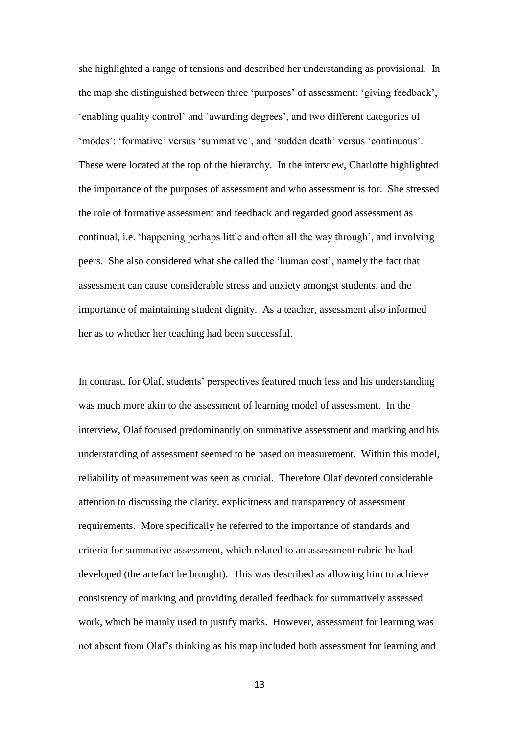she highlighted a range of tensions and described her understanding as provisional. In the map she distinguished between three 'purposes' of assessment: 'giving feedback', 'enabling quality control' and 'awarding degrees', and two different categories of 'modes': 'formative' versus 'summative', and 'sudden death' versus 'continuous'. These were located at the top of the hierarchy. In the interview, Charlotte highlighted the importance of the purposes of assessment and who assessment is for. She stressed the role of formative assessment and feedback and regarded good assessment as continual, i.e. 'happening perhaps little and often all the way through', and involving peers. She also considered what she called the 'human cost', namely the fact that assessment can cause considerable stress and anxiety amongst students, and the importance of maintaining student dignity. As a teacher, assessment also informed her as to whether her teaching had been successful.

In contrast, for Olaf, students' perspectives featured much less and his understanding was much more akin to the assessment of learning model of assessment. In the interview, Olaf focused predominantly on summative assessment and marking and his understanding of assessment seemed to be based on measurement. Within this model, reliability of measurement was seen as crucial. Therefore Olaf devoted considerable attention to discussing the clarity, explicitness and transparency of assessment requirements. More specifically he referred to the importance of standards and criteria for summative assessment, which related to an assessment rubric he had developed (the artefact he brought). This was described as allowing him to achieve consistency of marking and providing detailed feedback for summatively assessed work, which he mainly used to justify marks. However, assessment for learning was not absent from Olaf's thinking as his map included both assessment for learning and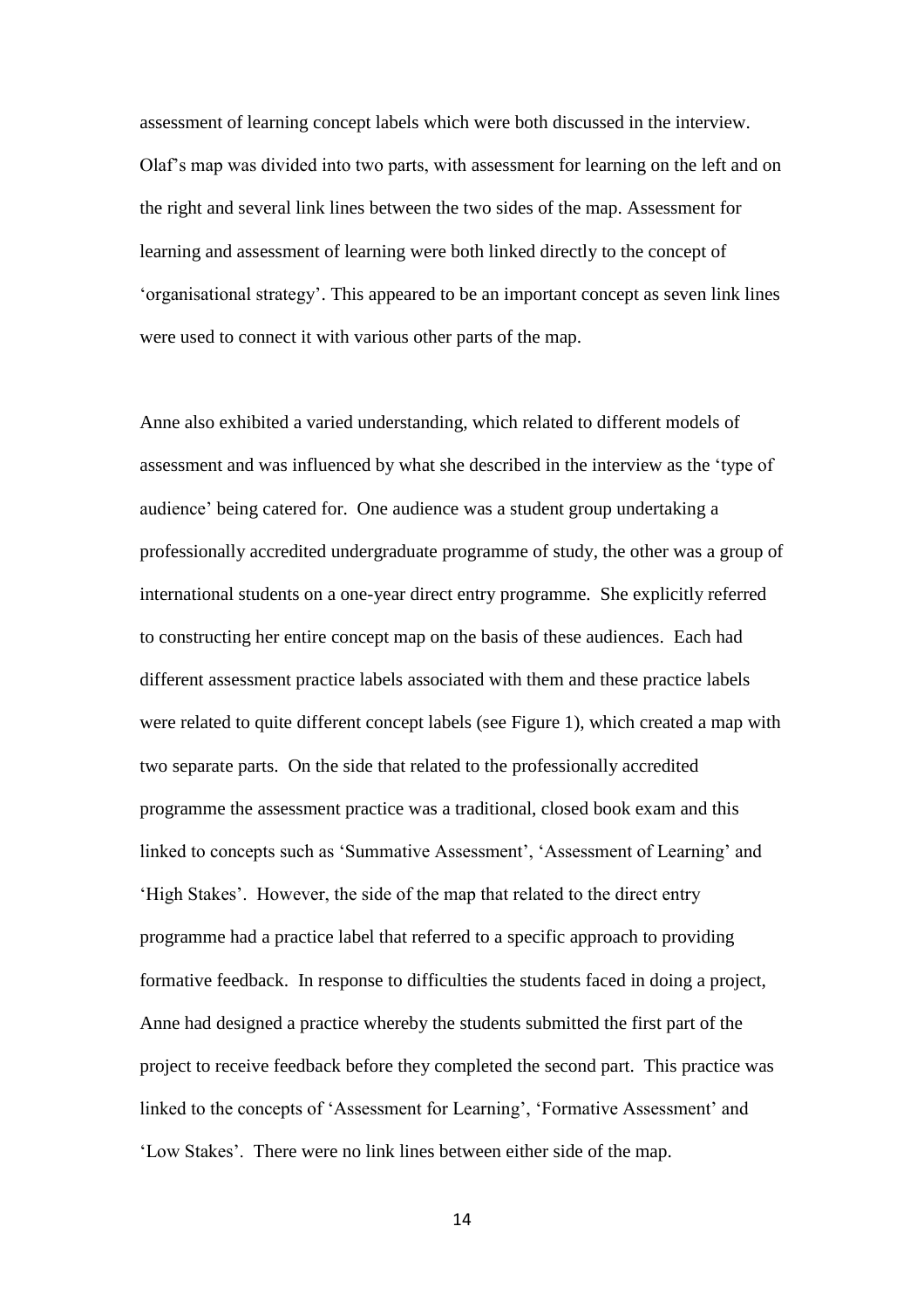assessment of learning concept labels which were both discussed in the interview. Olaf's map was divided into two parts, with assessment for learning on the left and on the right and several link lines between the two sides of the map. Assessment for learning and assessment of learning were both linked directly to the concept of 'organisational strategy'. This appeared to be an important concept as seven link lines were used to connect it with various other parts of the map.

Anne also exhibited a varied understanding, which related to different models of assessment and was influenced by what she described in the interview as the 'type of audience' being catered for. One audience was a student group undertaking a professionally accredited undergraduate programme of study, the other was a group of international students on a one-year direct entry programme. She explicitly referred to constructing her entire concept map on the basis of these audiences. Each had different assessment practice labels associated with them and these practice labels were related to quite different concept labels (see Figure 1), which created a map with two separate parts. On the side that related to the professionally accredited programme the assessment practice was a traditional, closed book exam and this linked to concepts such as 'Summative Assessment', 'Assessment of Learning' and 'High Stakes'. However, the side of the map that related to the direct entry programme had a practice label that referred to a specific approach to providing formative feedback. In response to difficulties the students faced in doing a project, Anne had designed a practice whereby the students submitted the first part of the project to receive feedback before they completed the second part. This practice was linked to the concepts of 'Assessment for Learning', 'Formative Assessment' and 'Low Stakes'. There were no link lines between either side of the map.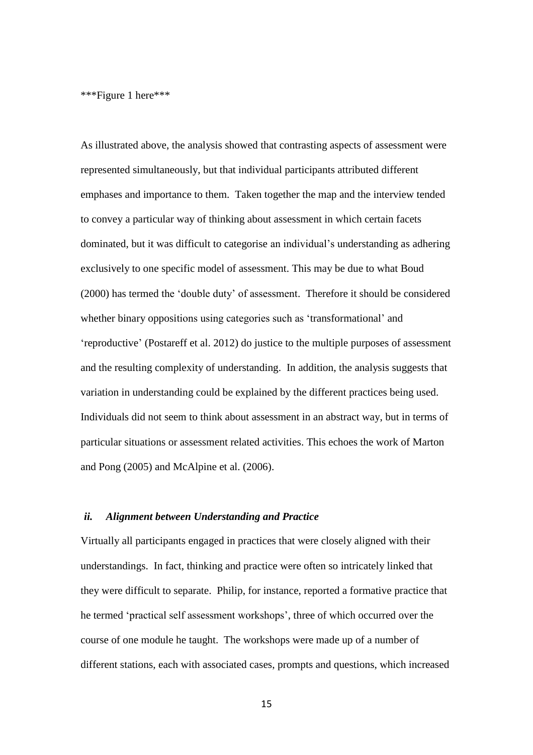***Figure 1 here***

As illustrated above, the analysis showed that contrasting aspects of assessment were represented simultaneously, but that individual participants attributed different emphases and importance to them. Taken together the map and the interview tended to convey a particular way of thinking about assessment in which certain facets dominated, but it was difficult to categorise an individual's understanding as adhering exclusively to one specific model of assessment. This may be due to what Boud (2000) has termed the 'double duty' of assessment. Therefore it should be considered whether binary oppositions using categories such as 'transformational' and 'reproductive' (Postareff et al. 2012) do justice to the multiple purposes of assessment and the resulting complexity of understanding. In addition, the analysis suggests that variation in understanding could be explained by the different practices being used. Individuals did not seem to think about assessment in an abstract way, but in terms of particular situations or assessment related activities. This echoes the work of Marton and Pong (2005) and McAlpine et al. (2006).

### *ii. Alignment between Understanding and Practice*

Virtually all participants engaged in practices that were closely aligned with their understandings. In fact, thinking and practice were often so intricately linked that they were difficult to separate. Philip, for instance, reported a formative practice that he termed 'practical self assessment workshops', three of which occurred over the course of one module he taught. The workshops were made up of a number of different stations, each with associated cases, prompts and questions, which increased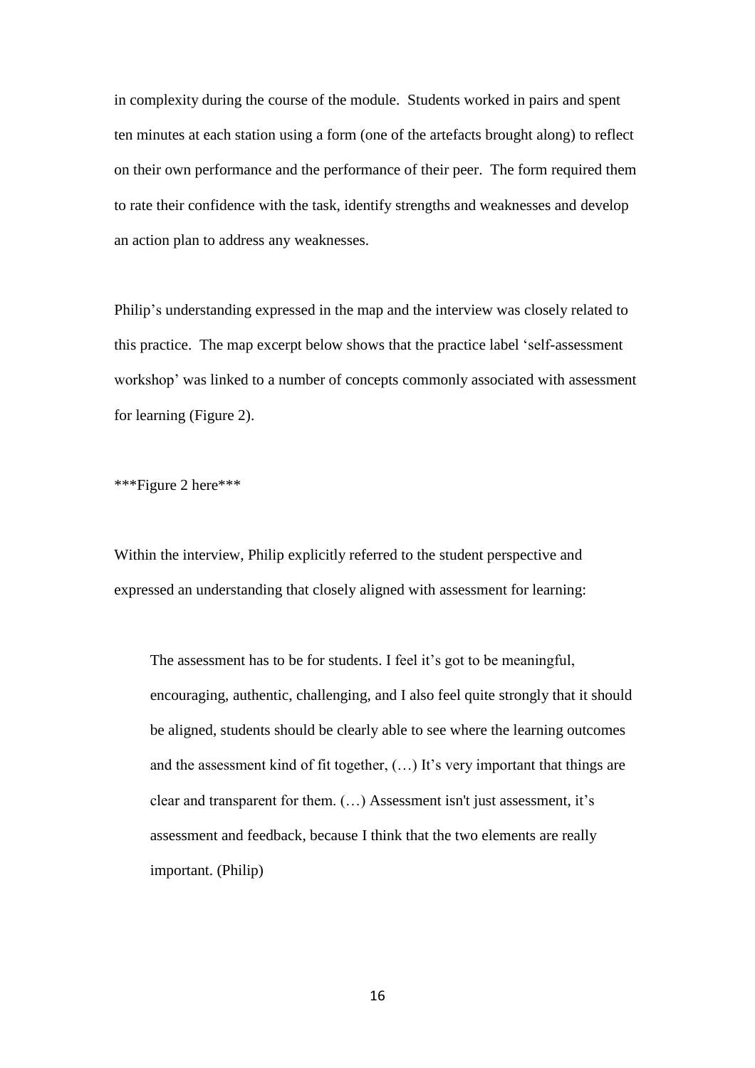in complexity during the course of the module. Students worked in pairs and spent ten minutes at each station using a form (one of the artefacts brought along) to reflect on their own performance and the performance of their peer. The form required them to rate their confidence with the task, identify strengths and weaknesses and develop an action plan to address any weaknesses.

Philip's understanding expressed in the map and the interview was closely related to this practice. The map excerpt below shows that the practice label 'self-assessment workshop' was linked to a number of concepts commonly associated with assessment for learning (Figure 2).

***Figure 2 here***

Within the interview, Philip explicitly referred to the student perspective and expressed an understanding that closely aligned with assessment for learning:

> The assessment has to be for students. I feel it's got to be meaningful, encouraging, authentic, challenging, and I also feel quite strongly that it should be aligned, students should be clearly able to see where the learning outcomes and the assessment kind of fit together, (…) It's very important that things are clear and transparent for them. (…) Assessment isn't just assessment, it's assessment and feedback, because I think that the two elements are really important. (Philip)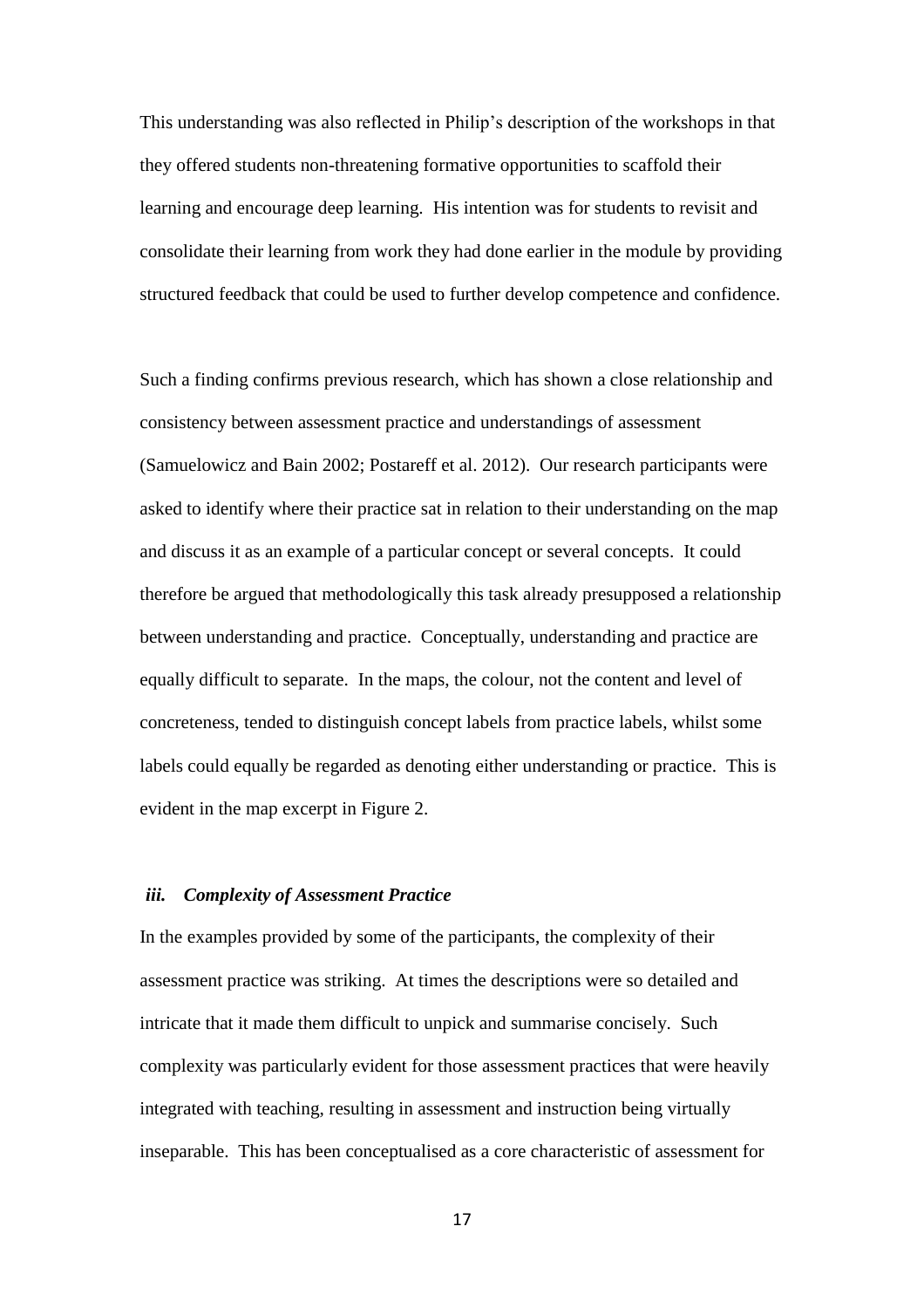This understanding was also reflected in Philip's description of the workshops in that they offered students non-threatening formative opportunities to scaffold their learning and encourage deep learning. His intention was for students to revisit and consolidate their learning from work they had done earlier in the module by providing structured feedback that could be used to further develop competence and confidence.

Such a finding confirms previous research, which has shown a close relationship and consistency between assessment practice and understandings of assessment (Samuelowicz and Bain 2002; Postareff et al. 2012). Our research participants were asked to identify where their practice sat in relation to their understanding on the map and discuss it as an example of a particular concept or several concepts. It could therefore be argued that methodologically this task already presupposed a relationship between understanding and practice. Conceptually, understanding and practice are equally difficult to separate. In the maps, the colour, not the content and level of concreteness, tended to distinguish concept labels from practice labels, whilst some labels could equally be regarded as denoting either understanding or practice. This is evident in the map excerpt in Figure 2.

### *iii. Complexity of Assessment Practice*

In the examples provided by some of the participants, the complexity of their assessment practice was striking. At times the descriptions were so detailed and intricate that it made them difficult to unpick and summarise concisely. Such complexity was particularly evident for those assessment practices that were heavily integrated with teaching, resulting in assessment and instruction being virtually inseparable. This has been conceptualised as a core characteristic of assessment for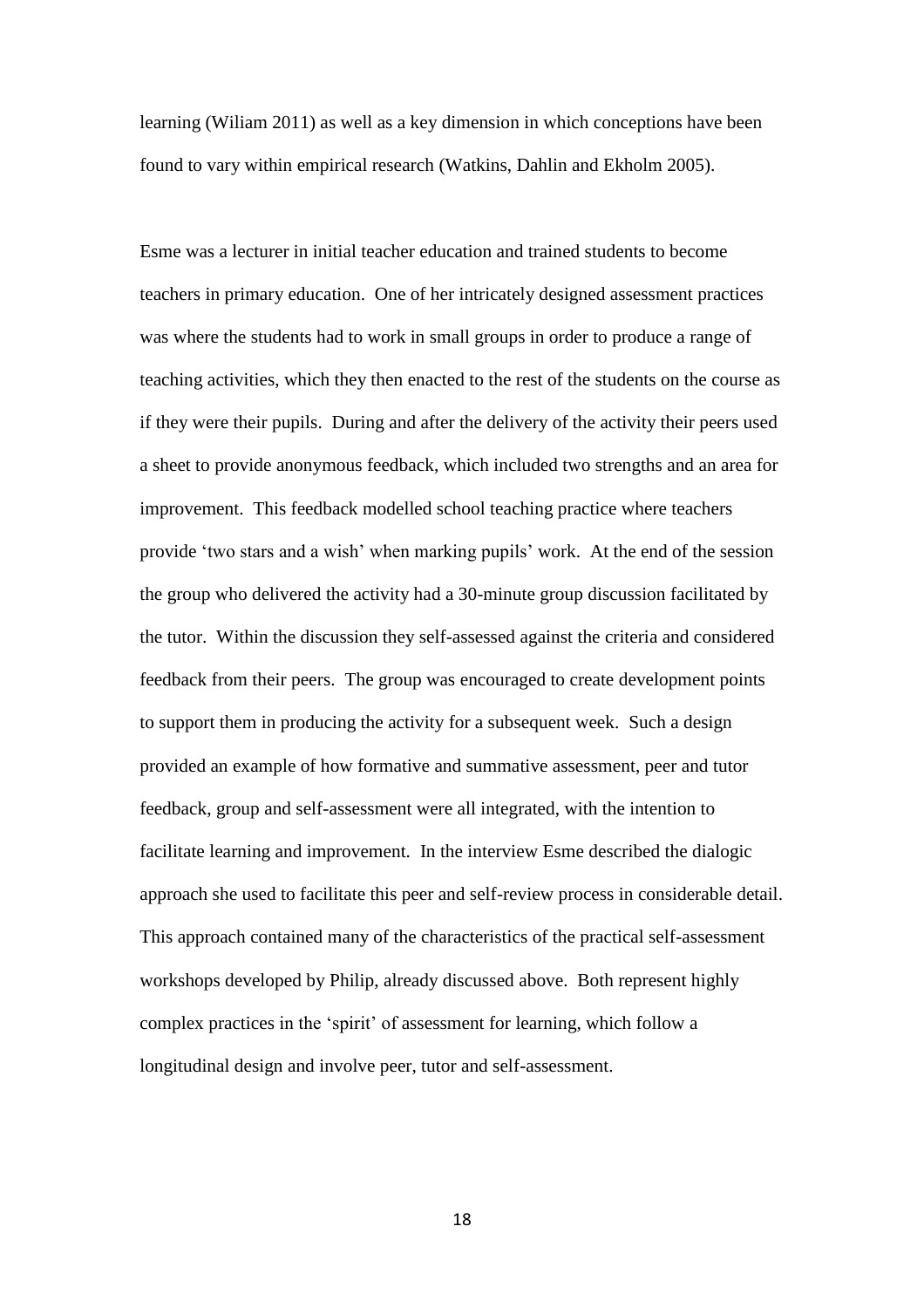learning (Wiliam 2011) as well as a key dimension in which conceptions have been found to vary within empirical research (Watkins, Dahlin and Ekholm 2005).

Esme was a lecturer in initial teacher education and trained students to become teachers in primary education. One of her intricately designed assessment practices was where the students had to work in small groups in order to produce a range of teaching activities, which they then enacted to the rest of the students on the course as if they were their pupils. During and after the delivery of the activity their peers used a sheet to provide anonymous feedback, which included two strengths and an area for improvement. This feedback modelled school teaching practice where teachers provide 'two stars and a wish' when marking pupils' work. At the end of the session the group who delivered the activity had a 30-minute group discussion facilitated by the tutor. Within the discussion they self-assessed against the criteria and considered feedback from their peers. The group was encouraged to create development points to support them in producing the activity for a subsequent week. Such a design provided an example of how formative and summative assessment, peer and tutor feedback, group and self-assessment were all integrated, with the intention to facilitate learning and improvement. In the interview Esme described the dialogic approach she used to facilitate this peer and self-review process in considerable detail. This approach contained many of the characteristics of the practical self-assessment workshops developed by Philip, already discussed above. Both represent highly complex practices in the 'spirit' of assessment for learning, which follow a longitudinal design and involve peer, tutor and self-assessment.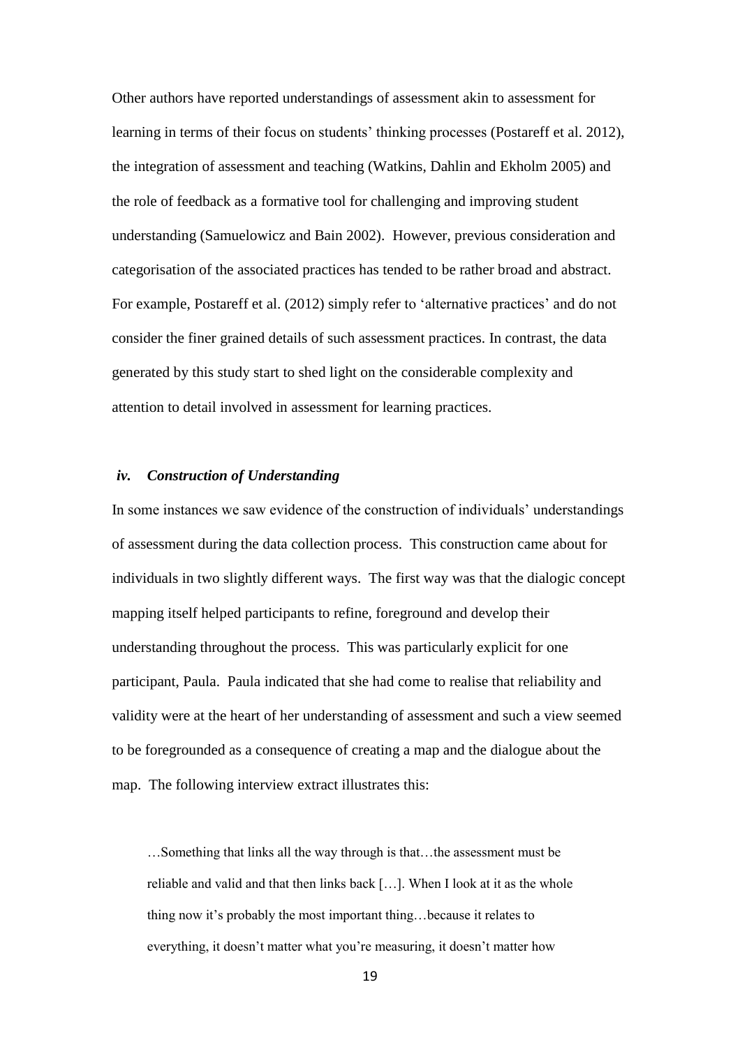Other authors have reported understandings of assessment akin to assessment for learning in terms of their focus on students' thinking processes (Postareff et al. 2012), the integration of assessment and teaching (Watkins, Dahlin and Ekholm 2005) and the role of feedback as a formative tool for challenging and improving student understanding (Samuelowicz and Bain 2002). However, previous consideration and categorisation of the associated practices has tended to be rather broad and abstract. For example, Postareff et al. (2012) simply refer to 'alternative practices' and do not consider the finer grained details of such assessment practices. In contrast, the data generated by this study start to shed light on the considerable complexity and attention to detail involved in assessment for learning practices.

### *iv. Construction of Understanding*

In some instances we saw evidence of the construction of individuals' understandings of assessment during the data collection process. This construction came about for individuals in two slightly different ways. The first way was that the dialogic concept mapping itself helped participants to refine, foreground and develop their understanding throughout the process. This was particularly explicit for one participant, Paula. Paula indicated that she had come to realise that reliability and validity were at the heart of her understanding of assessment and such a view seemed to be foregrounded as a consequence of creating a map and the dialogue about the map. The following interview extract illustrates this:

> …Something that links all the way through is that…the assessment must be reliable and valid and that then links back […]. When I look at it as the whole thing now it's probably the most important thing…because it relates to everything, it doesn't matter what you're measuring, it doesn't matter how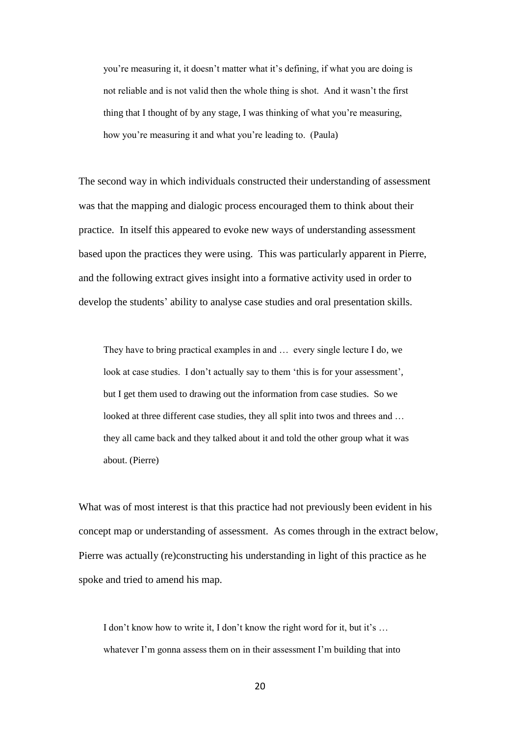> you're measuring it, it doesn't matter what it's defining, if what you are doing is not reliable and is not valid then the whole thing is shot. And it wasn't the first thing that I thought of by any stage, I was thinking of what you're measuring, how you're measuring it and what you're leading to. (Paula)

The second way in which individuals constructed their understanding of assessment was that the mapping and dialogic process encouraged them to think about their practice. In itself this appeared to evoke new ways of understanding assessment based upon the practices they were using. This was particularly apparent in Pierre, and the following extract gives insight into a formative activity used in order to develop the students' ability to analyse case studies and oral presentation skills.

> They have to bring practical examples in and … every single lecture I do, we look at case studies. I don't actually say to them 'this is for your assessment', but I get them used to drawing out the information from case studies. So we looked at three different case studies, they all split into twos and threes and … they all came back and they talked about it and told the other group what it was about. (Pierre)

What was of most interest is that this practice had not previously been evident in his concept map or understanding of assessment. As comes through in the extract below, Pierre was actually (re)constructing his understanding in light of this practice as he spoke and tried to amend his map.

> I don't know how to write it, I don't know the right word for it, but it's … whatever I'm gonna assess them on in their assessment I'm building that into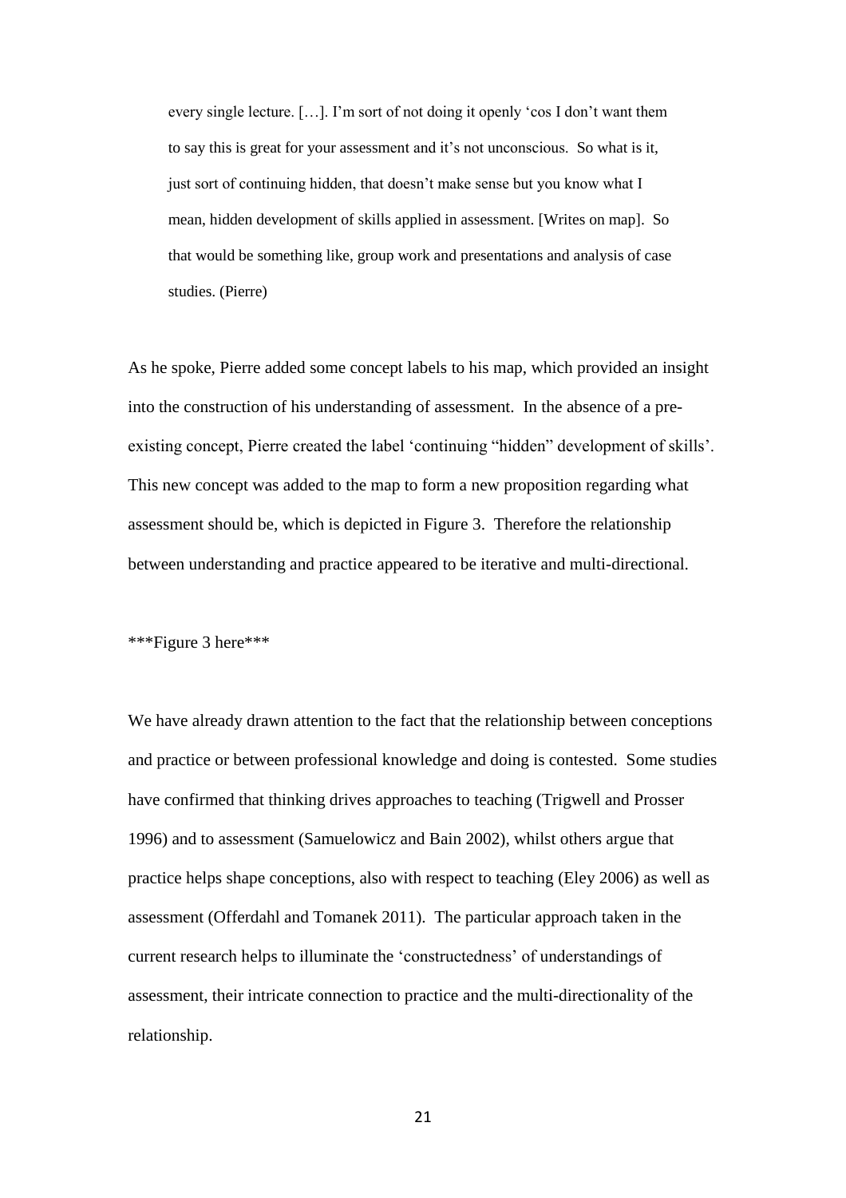> every single lecture. […]. I'm sort of not doing it openly 'cos I don't want them to say this is great for your assessment and it's not unconscious. So what is it, just sort of continuing hidden, that doesn't make sense but you know what I mean, hidden development of skills applied in assessment. [Writes on map]. So that would be something like, group work and presentations and analysis of case studies. (Pierre)

As he spoke, Pierre added some concept labels to his map, which provided an insight into the construction of his understanding of assessment. In the absence of a pre-existing concept, Pierre created the label 'continuing "hidden" development of skills'. This new concept was added to the map to form a new proposition regarding what assessment should be, which is depicted in Figure 3. Therefore the relationship between understanding and practice appeared to be iterative and multi-directional.

***Figure 3 here***

We have already drawn attention to the fact that the relationship between conceptions and practice or between professional knowledge and doing is contested. Some studies have confirmed that thinking drives approaches to teaching (Trigwell and Prosser 1996) and to assessment (Samuelowicz and Bain 2002), whilst others argue that practice helps shape conceptions, also with respect to teaching (Eley 2006) as well as assessment (Offerdahl and Tomanek 2011). The particular approach taken in the current research helps to illuminate the 'constructedness' of understandings of assessment, their intricate connection to practice and the multi-directionality of the relationship.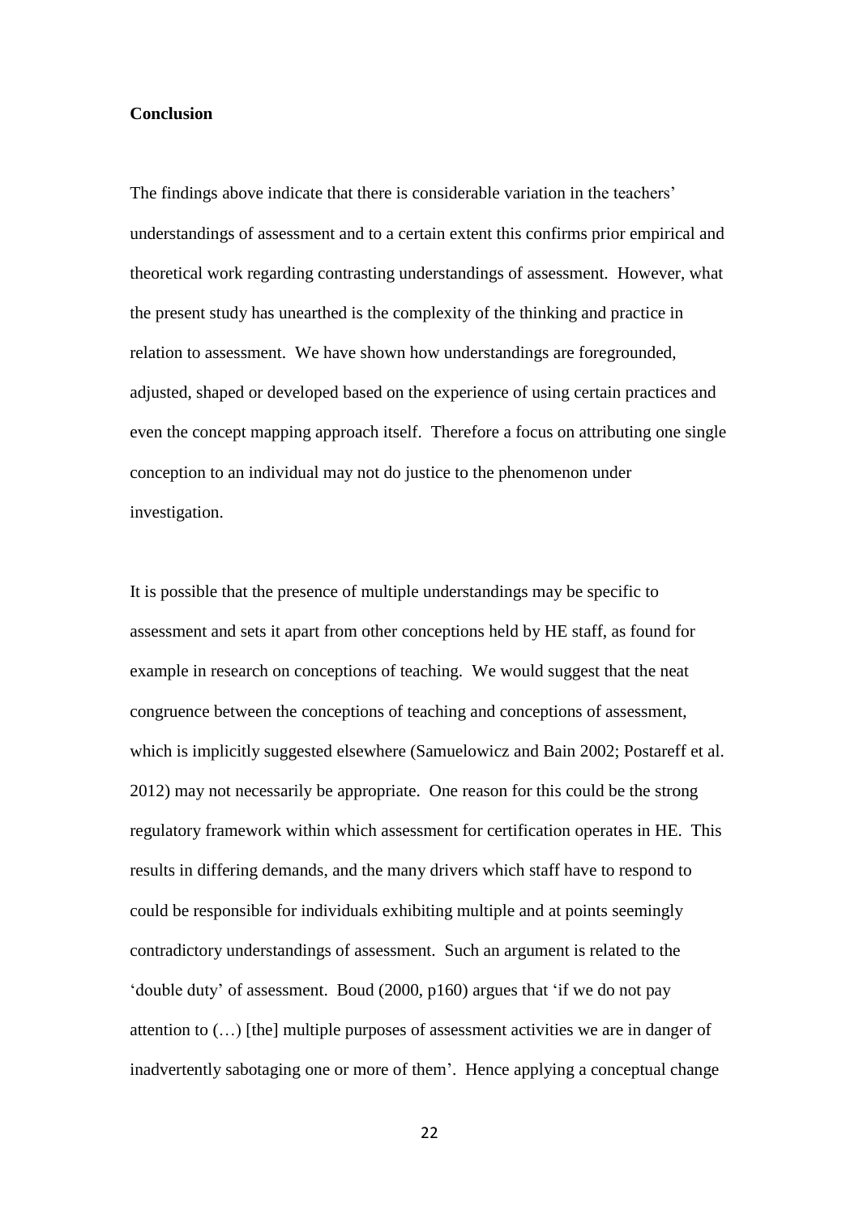**Conclusion**

The findings above indicate that there is considerable variation in the teachers' understandings of assessment and to a certain extent this confirms prior empirical and theoretical work regarding contrasting understandings of assessment. However, what the present study has unearthed is the complexity of the thinking and practice in relation to assessment. We have shown how understandings are foregrounded, adjusted, shaped or developed based on the experience of using certain practices and even the concept mapping approach itself. Therefore a focus on attributing one single conception to an individual may not do justice to the phenomenon under investigation.

It is possible that the presence of multiple understandings may be specific to assessment and sets it apart from other conceptions held by HE staff, as found for example in research on conceptions of teaching. We would suggest that the neat congruence between the conceptions of teaching and conceptions of assessment, which is implicitly suggested elsewhere (Samuelowicz and Bain 2002; Postareff et al. 2012) may not necessarily be appropriate. One reason for this could be the strong regulatory framework within which assessment for certification operates in HE. This results in differing demands, and the many drivers which staff have to respond to could be responsible for individuals exhibiting multiple and at points seemingly contradictory understandings of assessment. Such an argument is related to the 'double duty' of assessment. Boud (2000, p160) argues that 'if we do not pay attention to (…) [the] multiple purposes of assessment activities we are in danger of inadvertently sabotaging one or more of them'. Hence applying a conceptual change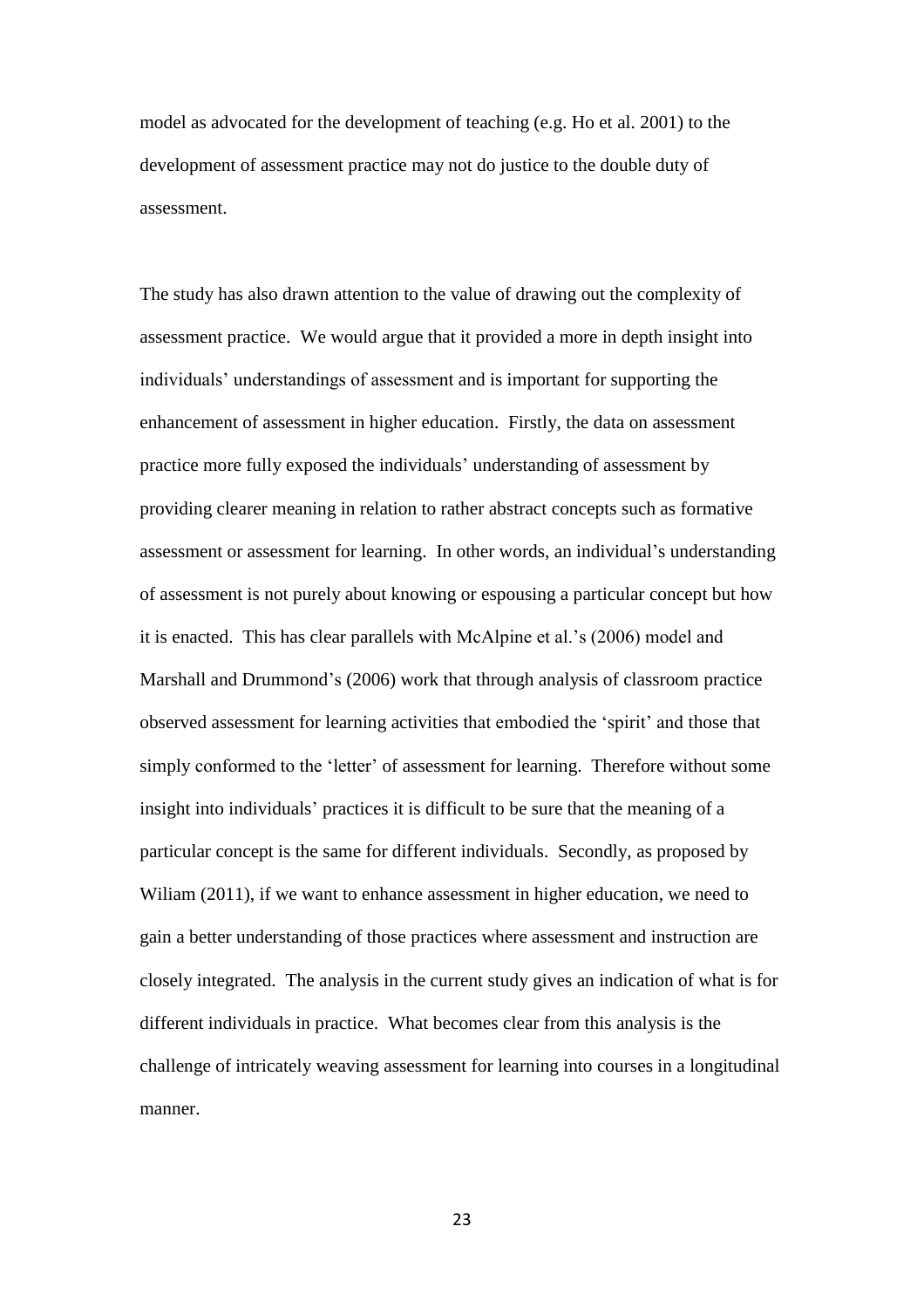model as advocated for the development of teaching (e.g. Ho et al. 2001) to the development of assessment practice may not do justice to the double duty of assessment.

The study has also drawn attention to the value of drawing out the complexity of assessment practice. We would argue that it provided a more in depth insight into individuals' understandings of assessment and is important for supporting the enhancement of assessment in higher education. Firstly, the data on assessment practice more fully exposed the individuals' understanding of assessment by providing clearer meaning in relation to rather abstract concepts such as formative assessment or assessment for learning. In other words, an individual's understanding of assessment is not purely about knowing or espousing a particular concept but how it is enacted. This has clear parallels with McAlpine et al.'s (2006) model and Marshall and Drummond's (2006) work that through analysis of classroom practice observed assessment for learning activities that embodied the 'spirit' and those that simply conformed to the 'letter' of assessment for learning. Therefore without some insight into individuals' practices it is difficult to be sure that the meaning of a particular concept is the same for different individuals. Secondly, as proposed by Wiliam (2011), if we want to enhance assessment in higher education, we need to gain a better understanding of those practices where assessment and instruction are closely integrated. The analysis in the current study gives an indication of what is for different individuals in practice. What becomes clear from this analysis is the challenge of intricately weaving assessment for learning into courses in a longitudinal manner.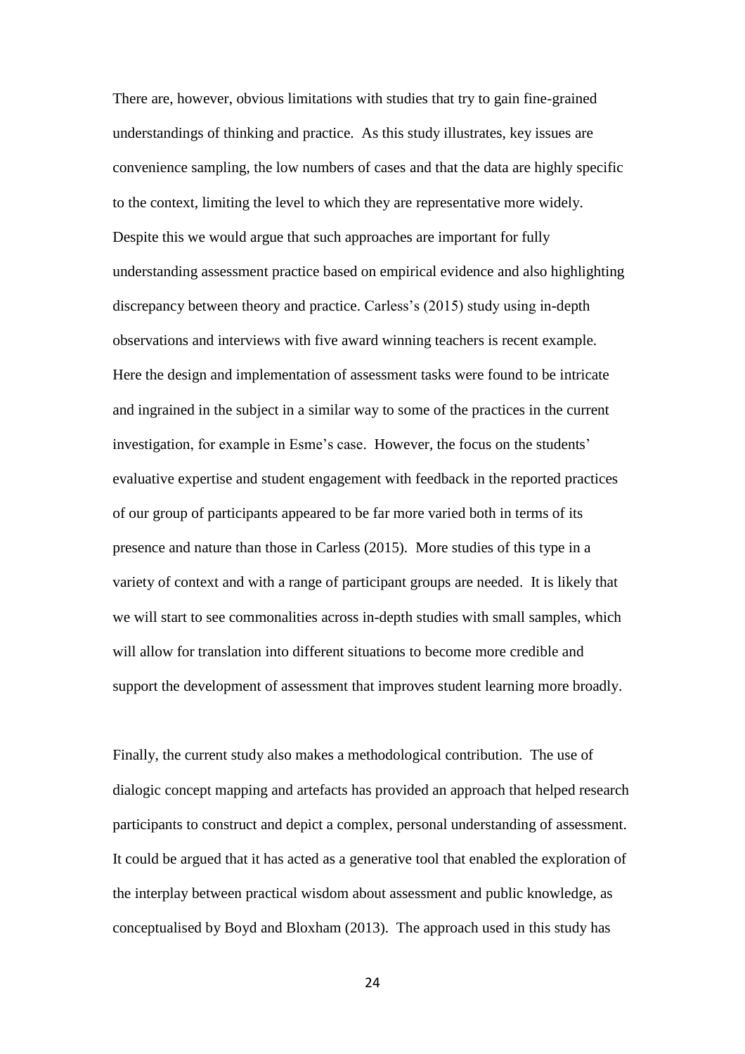There are, however, obvious limitations with studies that try to gain fine-grained understandings of thinking and practice. As this study illustrates, key issues are convenience sampling, the low numbers of cases and that the data are highly specific to the context, limiting the level to which they are representative more widely. Despite this we would argue that such approaches are important for fully understanding assessment practice based on empirical evidence and also highlighting discrepancy between theory and practice. Carless's (2015) study using in-depth observations and interviews with five award winning teachers is recent example. Here the design and implementation of assessment tasks were found to be intricate and ingrained in the subject in a similar way to some of the practices in the current investigation, for example in Esme's case. However, the focus on the students' evaluative expertise and student engagement with feedback in the reported practices of our group of participants appeared to be far more varied both in terms of its presence and nature than those in Carless (2015). More studies of this type in a variety of context and with a range of participant groups are needed. It is likely that we will start to see commonalities across in-depth studies with small samples, which will allow for translation into different situations to become more credible and support the development of assessment that improves student learning more broadly.

Finally, the current study also makes a methodological contribution. The use of dialogic concept mapping and artefacts has provided an approach that helped research participants to construct and depict a complex, personal understanding of assessment. It could be argued that it has acted as a generative tool that enabled the exploration of the interplay between practical wisdom about assessment and public knowledge, as conceptualised by Boyd and Bloxham (2013). The approach used in this study has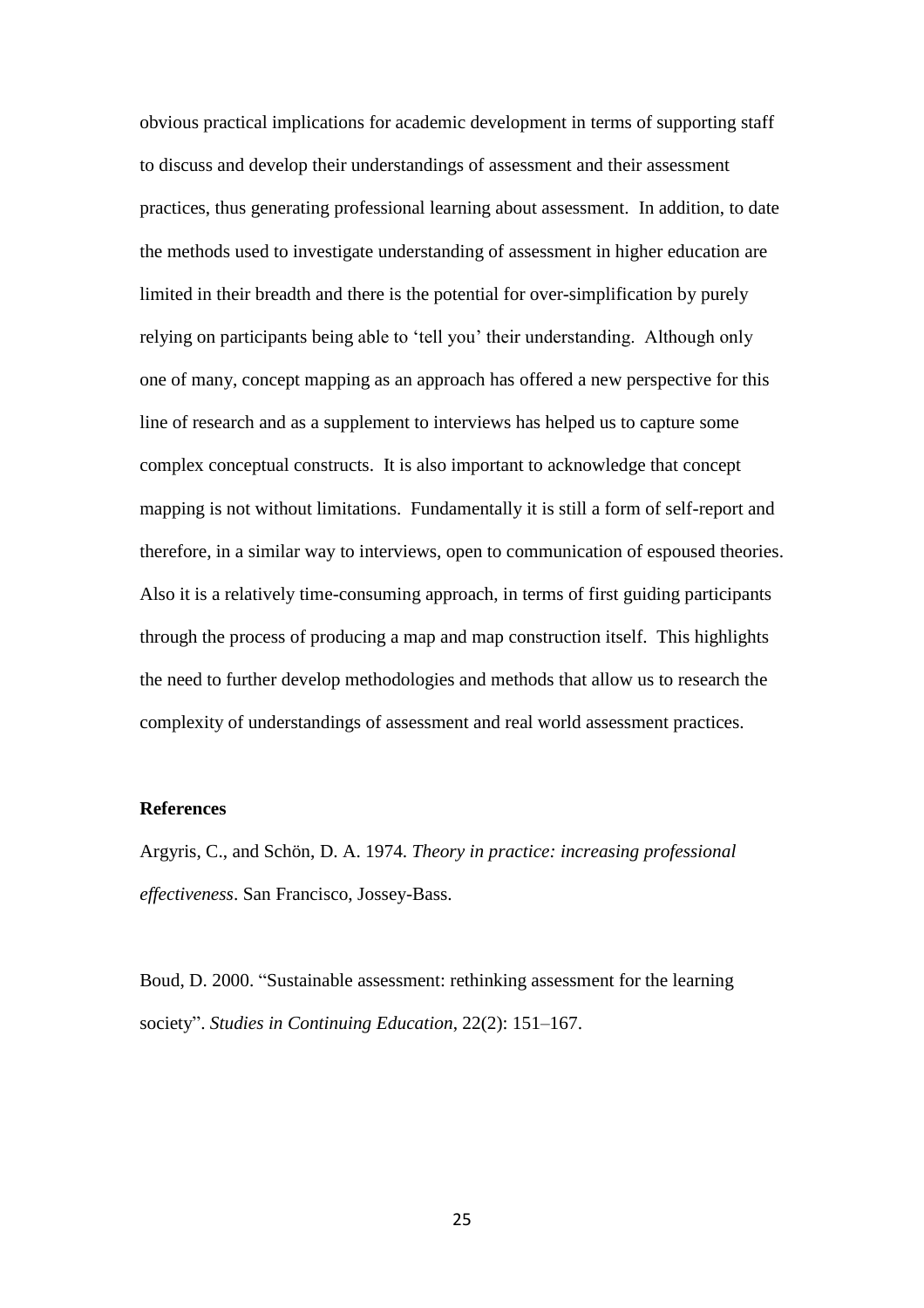obvious practical implications for academic development in terms of supporting staff to discuss and develop their understandings of assessment and their assessment practices, thus generating professional learning about assessment. In addition, to date the methods used to investigate understanding of assessment in higher education are limited in their breadth and there is the potential for over-simplification by purely relying on participants being able to 'tell you' their understanding. Although only one of many, concept mapping as an approach has offered a new perspective for this line of research and as a supplement to interviews has helped us to capture some complex conceptual constructs. It is also important to acknowledge that concept mapping is not without limitations. Fundamentally it is still a form of self-report and therefore, in a similar way to interviews, open to communication of espoused theories. Also it is a relatively time-consuming approach, in terms of first guiding participants through the process of producing a map and map construction itself. This highlights the need to further develop methodologies and methods that allow us to research the complexity of understandings of assessment and real world assessment practices.

**References**

Argyris, C., and Schön, D. A. 1974. *Theory in practice: increasing professional effectiveness*. San Francisco, Jossey-Bass.

Boud, D. 2000. "Sustainable assessment: rethinking assessment for the learning society". *Studies in Continuing Education*, 22(2): 151–167.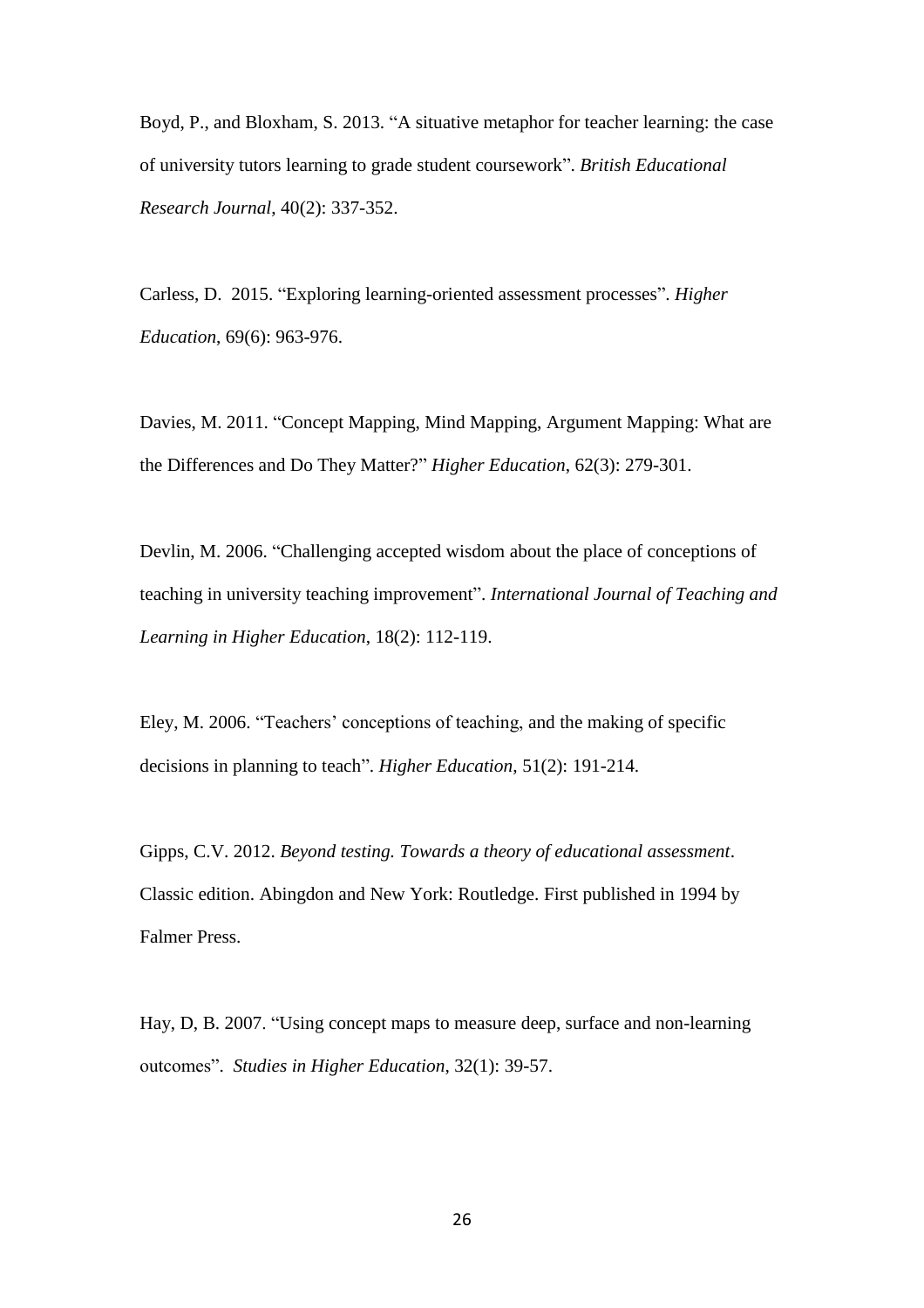Boyd, P., and Bloxham, S. 2013. "A situative metaphor for teacher learning: the case of university tutors learning to grade student coursework". *British Educational Research Journal*, 40(2): 337-352.

Carless, D. 2015. "Exploring learning-oriented assessment processes". *Higher Education*, 69(6): 963-976.

Davies, M. 2011. "Concept Mapping, Mind Mapping, Argument Mapping: What are the Differences and Do They Matter?" *Higher Education*, 62(3): 279-301.

Devlin, M. 2006. "Challenging accepted wisdom about the place of conceptions of teaching in university teaching improvement". *International Journal of Teaching and Learning in Higher Education*, 18(2): 112-119.

Eley, M. 2006. "Teachers' conceptions of teaching, and the making of specific decisions in planning to teach". *Higher Education*, 51(2): 191-214.

Gipps, C.V. 2012. *Beyond testing. Towards a theory of educational assessment*. Classic edition. Abingdon and New York: Routledge. First published in 1994 by Falmer Press.

Hay, D, B. 2007. "Using concept maps to measure deep, surface and non-learning outcomes". *Studies in Higher Education*, 32(1): 39-57.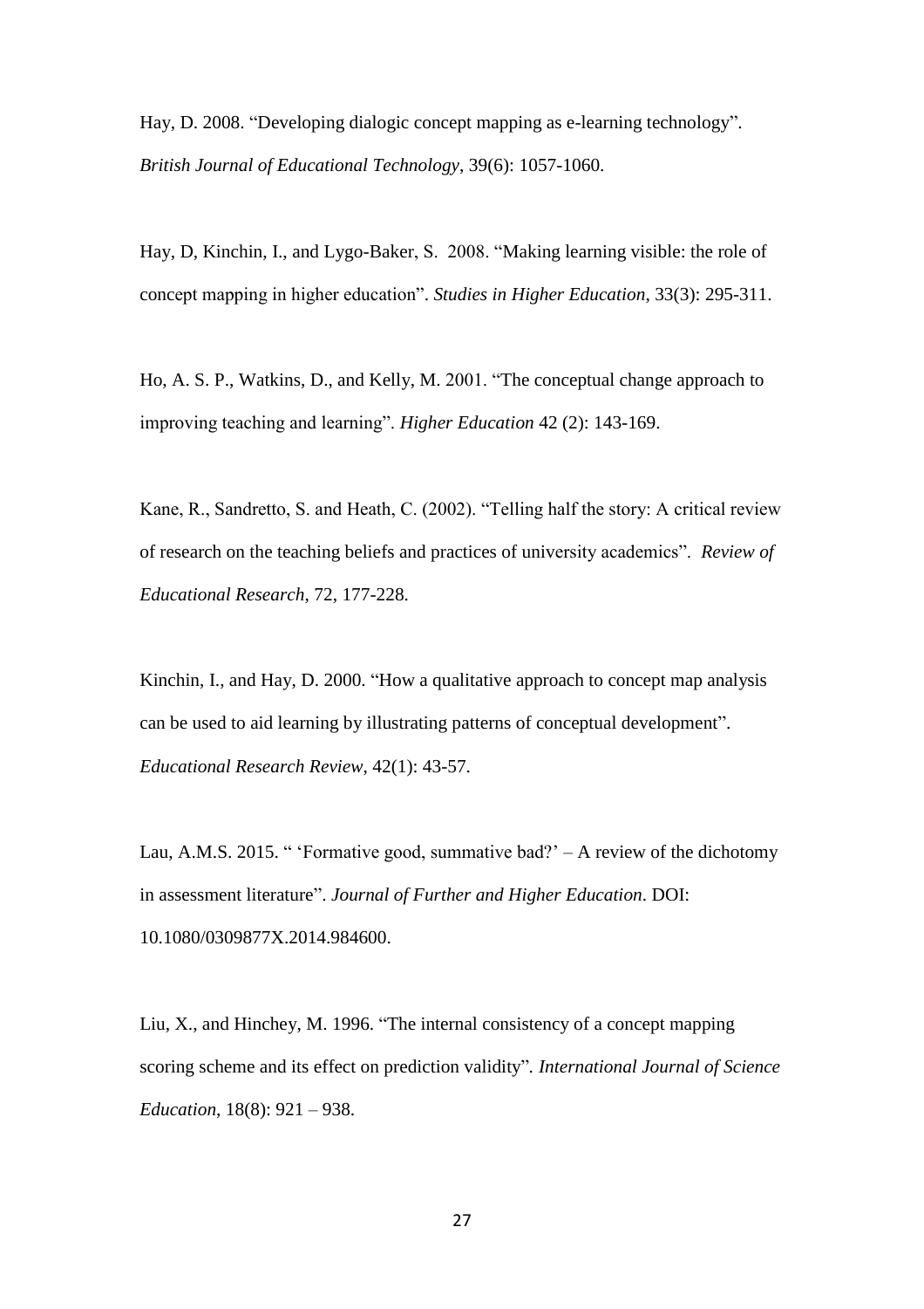Hay, D. 2008. "Developing dialogic concept mapping as e-learning technology". *British Journal of Educational Technology*, 39(6): 1057-1060.

Hay, D, Kinchin, I., and Lygo-Baker, S. 2008. "Making learning visible: the role of concept mapping in higher education". *Studies in Higher Education*, 33(3): 295-311.

Ho, A. S. P., Watkins, D., and Kelly, M. 2001. "The conceptual change approach to improving teaching and learning". *Higher Education* 42 (2): 143-169.

Kane, R., Sandretto, S. and Heath, C. (2002). "Telling half the story: A critical review of research on the teaching beliefs and practices of university academics". *Review of Educational Research*, 72, 177-228.

Kinchin, I., and Hay, D. 2000. "How a qualitative approach to concept map analysis can be used to aid learning by illustrating patterns of conceptual development". *Educational Research Review*, 42(1): 43-57.

Lau, A.M.S. 2015. " 'Formative good, summative bad?' – A review of the dichotomy in assessment literature". *Journal of Further and Higher Education*. DOI: 10.1080/0309877X.2014.984600.

Liu, X., and Hinchey, M. 1996. "The internal consistency of a concept mapping scoring scheme and its effect on prediction validity". *International Journal of Science Education*, 18(8): 921 – 938.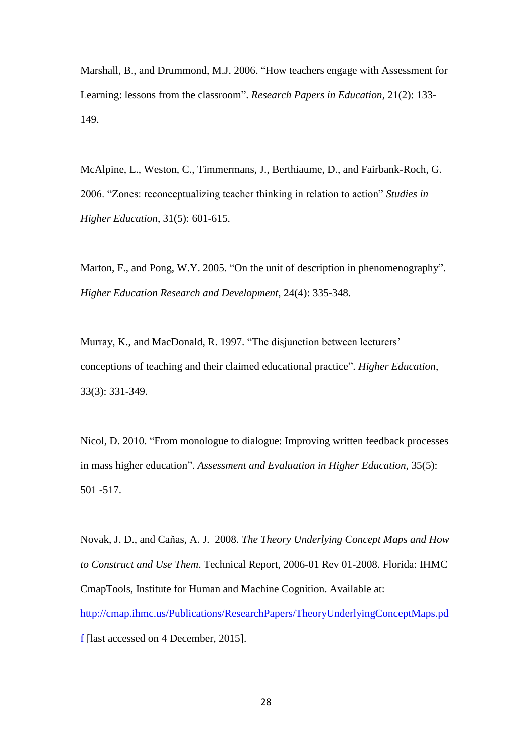Marshall, B., and Drummond, M.J. 2006. “How teachers engage with Assessment for Learning: lessons from the classroom”. *Research Papers in Education*, 21(2): 133-149.

McAlpine, L., Weston, C., Timmermans, J., Berthiaume, D., and Fairbank-Roch, G. 2006. “Zones: reconceptualizing teacher thinking in relation to action” *Studies in Higher Education*, 31(5): 601-615.

Marton, F., and Pong, W.Y. 2005. “On the unit of description in phenomenography”. *Higher Education Research and Development*, 24(4): 335-348.

Murray, K., and MacDonald, R. 1997. “The disjunction between lecturers’ conceptions of teaching and their claimed educational practice”. *Higher Education*, 33(3): 331-349.

Nicol, D. 2010. “From monologue to dialogue: Improving written feedback processes in mass higher education”. *Assessment and Evaluation in Higher Education*, 35(5): 501 -517.

Novak, J. D., and Cañas, A. J. 2008. *The Theory Underlying Concept Maps and How to Construct and Use Them*. Technical Report, 2006-01 Rev 01-2008. Florida: IHMC CmapTools, Institute for Human and Machine Cognition. Available at: http://cmap.ihmc.us/Publications/ResearchPapers/TheoryUnderlyingConceptMaps.pdf [last accessed on 4 December, 2015].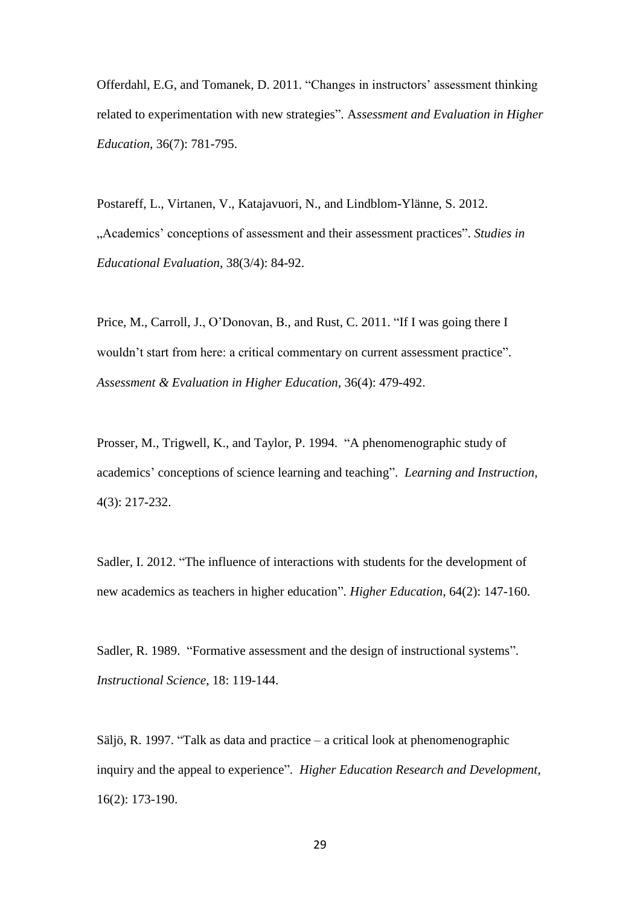Offerdahl, E.G, and Tomanek, D. 2011. “Changes in instructors’ assessment thinking related to experimentation with new strategies”. A*ssessment and Evaluation in Higher Education*, 36(7): 781-795.

Postareff, L., Virtanen, V., Katajavuori, N., and Lindblom-Ylänne, S. 2012. „Academics’ conceptions of assessment and their assessment practices”. *Studies in Educational Evaluation*, 38(3/4): 84-92.

Price, M., Carroll, J., O’Donovan, B., and Rust, C. 2011. “If I was going there I wouldn’t start from here: a critical commentary on current assessment practice”. *Assessment & Evaluation in Higher Education*, 36(4): 479-492.

Prosser, M., Trigwell, K., and Taylor, P. 1994. “A phenomenographic study of academics’ conceptions of science learning and teaching”. *Learning and Instruction*, 4(3): 217-232.

Sadler, I. 2012. “The influence of interactions with students for the development of new academics as teachers in higher education”. *Higher Education*, 64(2): 147-160.

Sadler, R. 1989. “Formative assessment and the design of instructional systems”. *Instructional Science*, 18: 119-144.

Säljö, R. 1997. “Talk as data and practice – a critical look at phenomenographic inquiry and the appeal to experience”. *Higher Education Research and Development*, 16(2): 173-190.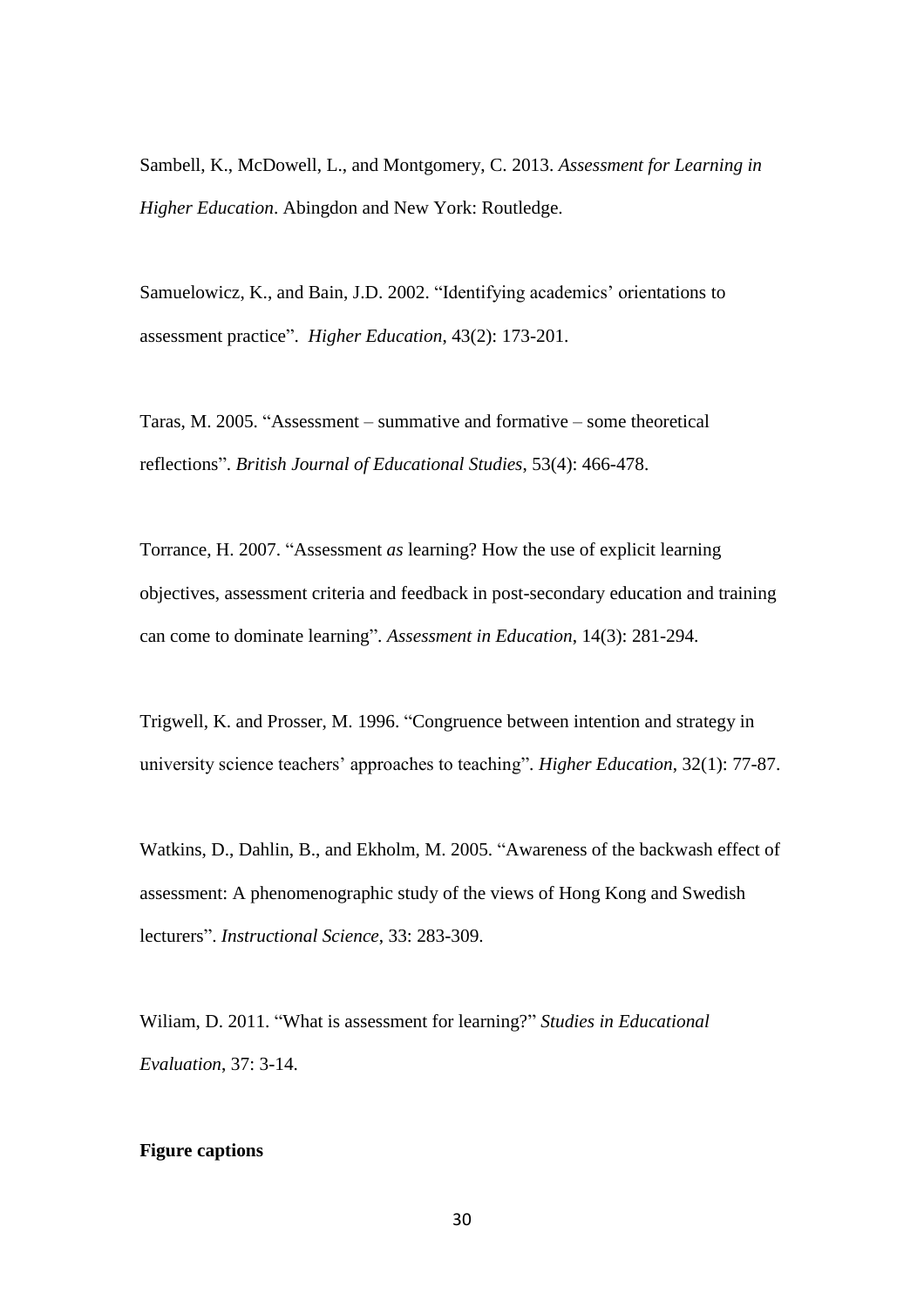Sambell, K., McDowell, L., and Montgomery, C. 2013. *Assessment for Learning in Higher Education*. Abingdon and New York: Routledge.

Samuelowicz, K., and Bain, J.D. 2002. "Identifying academics' orientations to assessment practice". *Higher Education*, 43(2): 173-201.

Taras, M. 2005. "Assessment – summative and formative – some theoretical reflections". *British Journal of Educational Studies*, 53(4): 466-478.

Torrance, H. 2007. "Assessment *as* learning? How the use of explicit learning objectives, assessment criteria and feedback in post-secondary education and training can come to dominate learning". *Assessment in Education*, 14(3): 281-294.

Trigwell, K. and Prosser, M. 1996. "Congruence between intention and strategy in university science teachers' approaches to teaching". *Higher Education*, 32(1): 77-87.

Watkins, D., Dahlin, B., and Ekholm, M. 2005. "Awareness of the backwash effect of assessment: A phenomenographic study of the views of Hong Kong and Swedish lecturers". *Instructional Science*, 33: 283-309.

Wiliam, D. 2011. "What is assessment for learning?" *Studies in Educational Evaluation*, 37: 3-14.

**Figure captions**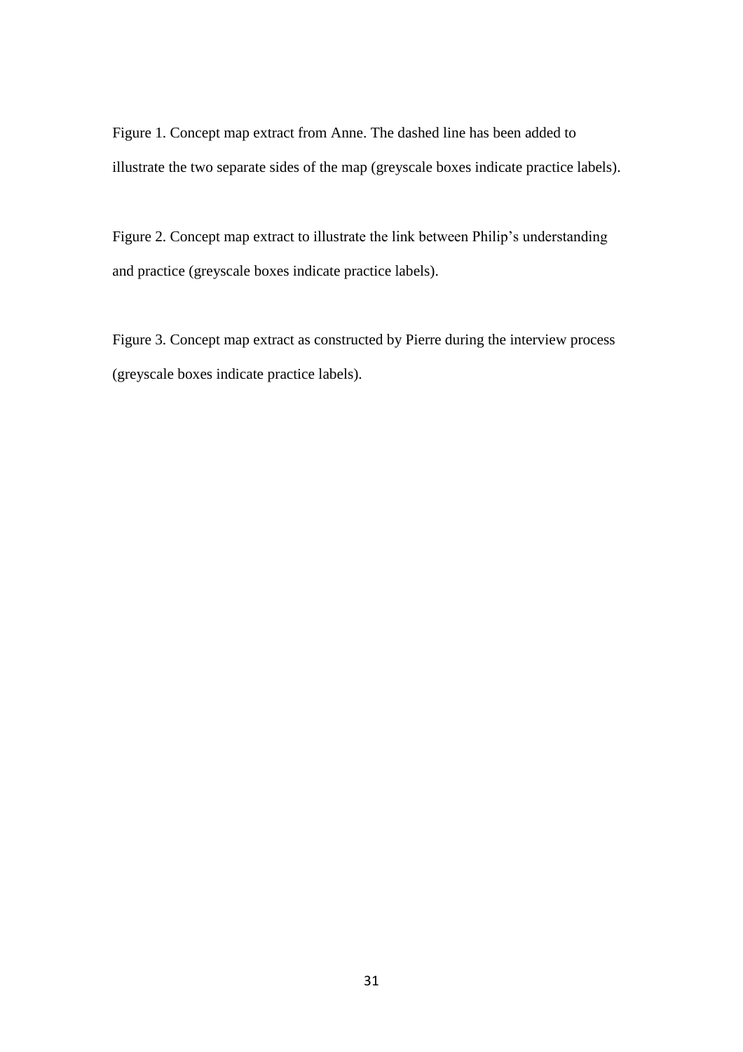Figure 1. Concept map extract from Anne. The dashed line has been added to illustrate the two separate sides of the map (greyscale boxes indicate practice labels).

Figure 2. Concept map extract to illustrate the link between Philip's understanding and practice (greyscale boxes indicate practice labels).

Figure 3. Concept map extract as constructed by Pierre during the interview process (greyscale boxes indicate practice labels).